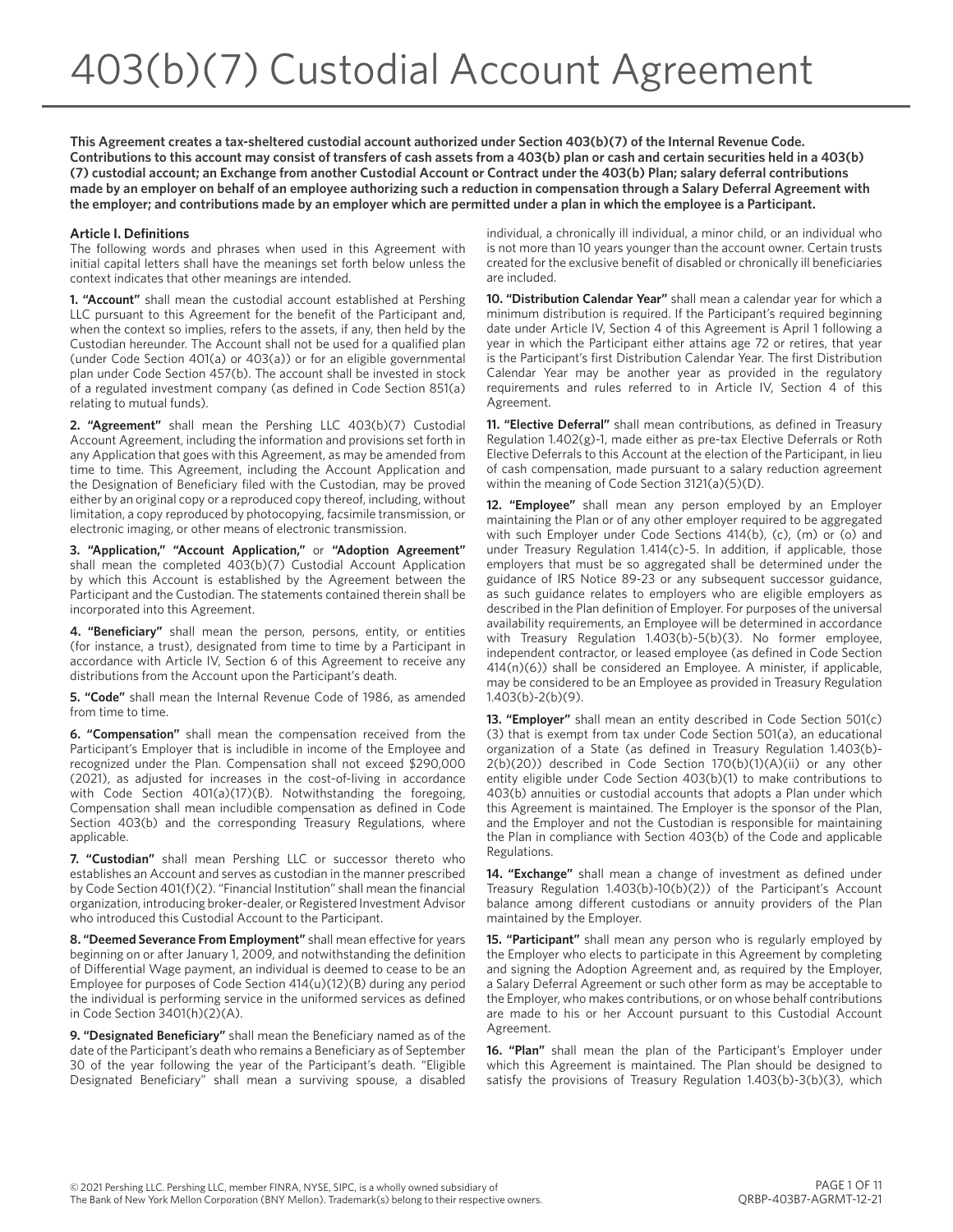# 403(b)(7) Custodial Account Agreement

**This Agreement creates a tax-sheltered custodial account authorized under Section 403(b)(7) of the Internal Revenue Code. Contributions to this account may consist of transfers of cash assets from a 403(b) plan or cash and certain securities held in a 403(b)(7) custodial account; an Exchange from another Custodial Account or Contract under the 403(b) Plan; salary deferral contributions made by an employer on behalf of an employee authorizing such a reduction in compensation through a Salary Deferral Agreement with the employer; and contributions made by an employer which are permitted under a plan in which the employee is a Participant.**

## Article I. Definitions

The following words and phrases when used in this Agreement with initial capital letters shall have the meanings set forth below unless the context indicates that other meanings are intended.

**1. "Account"** shall mean the custodial account established at Pershing LLC pursuant to this Agreement for the benefit of the Participant and, when the context so implies, refers to the assets, if any, then held by the Custodian hereunder. The Account shall not be used for a qualified plan (under Code Section 401(a) or 403(a)) or for an eligible governmental plan under Code Section 457(b). The account shall be invested in stock of a regulated investment company (as defined in Code Section 851(a) relating to mutual funds).

**2. "Agreement"** shall mean the Pershing LLC 403(b)(7) Custodial Account Agreement, including the information and provisions set forth in any Application that goes with this Agreement, as may be amended from time to time. This Agreement, including the Account Application and the Designation of Beneficiary filed with the Custodian, may be proved either by an original copy or a reproduced copy thereof, including, without limitation, a copy reproduced by photocopying, facsimile transmission, or electronic imaging, or other means of electronic transmission.

**3. "Application," "Account Application,"** or **"Adoption Agreement"** shall mean the completed 403(b)(7) Custodial Account Application by which this Account is established by the Agreement between the Participant and the Custodian. The statements contained therein shall be incorporated into this Agreement.

**4. "Beneficiary"** shall mean the person, persons, entity, or entities (for instance, a trust), designated from time to time by a Participant in accordance with Article IV, Section 6 of this Agreement to receive any distributions from the Account upon the Participant's death.

**5. "Code"** shall mean the Internal Revenue Code of 1986, as amended from time to time.

**6. "Compensation"** shall mean the compensation received from the Participant's Employer that is includible in income of the Employee and recognized under the Plan. Compensation shall not exceed $290,000 (2021), as adjusted for increases in the cost-of-living in accordance with Code Section 401(a)(17)(B). Notwithstanding the foregoing, Compensation shall mean includible compensation as defined in Code Section 403(b) and the corresponding Treasury Regulations, where applicable.

**7. "Custodian"** shall mean Pershing LLC or successor thereto who establishes an Account and serves as custodian in the manner prescribed by Code Section 401(f)(2). "Financial Institution" shall mean the financial organization, introducing broker-dealer, or Registered Investment Advisor who introduced this Custodial Account to the Participant.

**8. "Deemed Severance From Employment"** shall mean effective for years beginning on or after January 1, 2009, and notwithstanding the definition of Differential Wage payment, an individual is deemed to cease to be an Employee for purposes of Code Section 414(u)(12)(B) during any period the individual is performing service in the uniformed services as defined in Code Section 3401(h)(2)(A).

**9. "Designated Beneficiary"** shall mean the Beneficiary named as of the date of the Participant's death who remains a Beneficiary as of September 30 of the year following the year of the Participant's death. "Eligible Designated Beneficiary" shall mean a surviving spouse, a disabled individual, a chronically ill individual, a minor child, or an individual who is not more than 10 years younger than the account owner. Certain trusts created for the exclusive benefit of disabled or chronically ill beneficiaries are included.

**10. "Distribution Calendar Year"** shall mean a calendar year for which a minimum distribution is required. If the Participant's required beginning date under Article IV, Section 4 of this Agreement is April 1 following a year in which the Participant either attains age 72 or retires, that year is the Participant's first Distribution Calendar Year. The first Distribution Calendar Year may be another year as provided in the regulatory requirements and rules referred to in Article IV, Section 4 of this Agreement.

**11. "Elective Deferral"** shall mean contributions, as defined in Treasury Regulation 1.402(g)-1, made either as pre-tax Elective Deferrals or Roth Elective Deferrals to this Account at the election of the Participant, in lieu of cash compensation, made pursuant to a salary reduction agreement within the meaning of Code Section 3121(a)(5)(D).

**12. "Employee"** shall mean any person employed by an Employer maintaining the Plan or of any other employer required to be aggregated with such Employer under Code Sections 414(b), (c), (m) or (o) and under Treasury Regulation 1.414(c)-5. In addition, if applicable, those employers that must be so aggregated shall be determined under the guidance of IRS Notice 89-23 or any subsequent successor guidance, as such guidance relates to employers who are eligible employers as described in the Plan definition of Employer. For purposes of the universal availability requirements, an Employee will be determined in accordance with Treasury Regulation 1.403(b)-5(b)(3). No former employee, independent contractor, or leased employee (as defined in Code Section 414(n)(6)) shall be considered an Employee. A minister, if applicable, may be considered to be an Employee as provided in Treasury Regulation 1.403(b)-2(b)(9).

**13. "Employer"** shall mean an entity described in Code Section 501(c)(3) that is exempt from tax under Code Section 501(a), an educational organization of a State (as defined in Treasury Regulation 1.403(b)-2(b)(20)) described in Code Section 170(b)(1)(A)(ii) or any other entity eligible under Code Section 403(b)(1) to make contributions to 403(b) annuities or custodial accounts that adopts a Plan under which this Agreement is maintained. The Employer is the sponsor of the Plan, and the Employer and not the Custodian is responsible for maintaining the Plan in compliance with Section 403(b) of the Code and applicable Regulations.

**14. "Exchange"** shall mean a change of investment as defined under Treasury Regulation 1.403(b)-10(b)(2)) of the Participant's Account balance among different custodians or annuity providers of the Plan maintained by the Employer.

**15. "Participant"** shall mean any person who is regularly employed by the Employer who elects to participate in this Agreement by completing and signing the Adoption Agreement and, as required by the Employer, a Salary Deferral Agreement or such other form as may be acceptable to the Employer, who makes contributions, or on whose behalf contributions are made to his or her Account pursuant to this Custodial Account Agreement.

**16. "Plan"** shall mean the plan of the Participant's Employer under which this Agreement is maintained. The Plan should be designed to satisfy the provisions of Treasury Regulation 1.403(b)-3(b)(3), which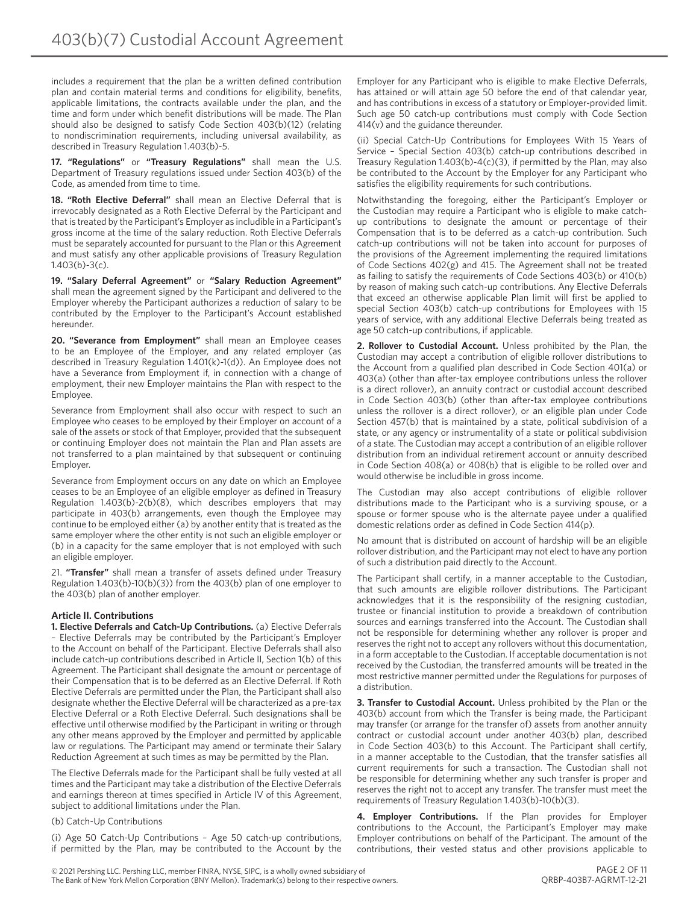includes a requirement that the plan be a written defined contribution plan and contain material terms and conditions for eligibility, benefits, applicable limitations, the contracts available under the plan, and the time and form under which benefit distributions will be made. The Plan should also be designed to satisfy Code Section 403(b)(12) (relating to nondiscrimination requirements, including universal availability, as described in Treasury Regulation 1.403(b)-5.

**17. "Regulations"** or **"Treasury Regulations"** shall mean the U.S. Department of Treasury regulations issued under Section 403(b) of the Code, as amended from time to time.

**18. "Roth Elective Deferral"** shall mean an Elective Deferral that is irrevocably designated as a Roth Elective Deferral by the Participant and that is treated by the Participant's Employer as includible in a Participant's gross income at the time of the salary reduction. Roth Elective Deferrals must be separately accounted for pursuant to the Plan or this Agreement and must satisfy any other applicable provisions of Treasury Regulation 1.403(b)-3(c).

**19. "Salary Deferral Agreement"** or **"Salary Reduction Agreement"** shall mean the agreement signed by the Participant and delivered to the Employer whereby the Participant authorizes a reduction of salary to be contributed by the Employer to the Participant's Account established hereunder.

**20. "Severance from Employment"** shall mean an Employee ceases to be an Employee of the Employer, and any related employer (as described in Treasury Regulation 1.401(k)-1(d)). An Employee does not have a Severance from Employment if, in connection with a change of employment, their new Employer maintains the Plan with respect to the Employee.

Severance from Employment shall also occur with respect to such an Employee who ceases to be employed by their Employer on account of a sale of the assets or stock of that Employer, provided that the subsequent or continuing Employer does not maintain the Plan and Plan assets are not transferred to a plan maintained by that subsequent or continuing Employer.

Severance from Employment occurs on any date on which an Employee ceases to be an Employee of an eligible employer as defined in Treasury Regulation 1.403(b)-2(b)(8), which describes employers that may participate in 403(b) arrangements, even though the Employee may continue to be employed either (a) by another entity that is treated as the same employer where the other entity is not such an eligible employer or (b) in a capacity for the same employer that is not employed with such an eligible employer.

21. **"Transfer"** shall mean a transfer of assets defined under Treasury Regulation 1.403(b)-10(b)(3)) from the 403(b) plan of one employer to the 403(b) plan of another employer.

### Article II. Contributions

**1. Elective Deferrals and Catch-Up Contributions.** (a) Elective Deferrals – Elective Deferrals may be contributed by the Participant's Employer to the Account on behalf of the Participant. Elective Deferrals shall also include catch-up contributions described in Article II, Section 1(b) of this Agreement. The Participant shall designate the amount or percentage of their Compensation that is to be deferred as an Elective Deferral. If Roth Elective Deferrals are permitted under the Plan, the Participant shall also designate whether the Elective Deferral will be characterized as a pre-tax Elective Deferral or a Roth Elective Deferral. Such designations shall be effective until otherwise modified by the Participant in writing or through any other means approved by the Employer and permitted by applicable law or regulations. The Participant may amend or terminate their Salary Reduction Agreement at such times as may be permitted by the Plan.

The Elective Deferrals made for the Participant shall be fully vested at all times and the Participant may take a distribution of the Elective Deferrals and earnings thereon at times specified in Article IV of this Agreement, subject to additional limitations under the Plan.

(b) Catch-Up Contributions

(i) Age 50 Catch-Up Contributions – Age 50 catch-up contributions, if permitted by the Plan, may be contributed to the Account by the Employer for any Participant who is eligible to make Elective Deferrals, has attained or will attain age 50 before the end of that calendar year, and has contributions in excess of a statutory or Employer-provided limit. Such age 50 catch-up contributions must comply with Code Section 414(v) and the guidance thereunder.

(ii) Special Catch-Up Contributions for Employees With 15 Years of Service – Special Section 403(b) catch-up contributions described in Treasury Regulation 1.403(b)-4(c)(3), if permitted by the Plan, may also be contributed to the Account by the Employer for any Participant who satisfies the eligibility requirements for such contributions.

Notwithstanding the foregoing, either the Participant's Employer or the Custodian may require a Participant who is eligible to make catch-up contributions to designate the amount or percentage of their Compensation that is to be deferred as a catch-up contribution. Such catch-up contributions will not be taken into account for purposes of the provisions of the Agreement implementing the required limitations of Code Sections 402(g) and 415. The Agreement shall not be treated as failing to satisfy the requirements of Code Sections 403(b) or 410(b) by reason of making such catch-up contributions. Any Elective Deferrals that exceed an otherwise applicable Plan limit will first be applied to special Section 403(b) catch-up contributions for Employees with 15 years of service, with any additional Elective Deferrals being treated as age 50 catch-up contributions, if applicable.

**2. Rollover to Custodial Account.** Unless prohibited by the Plan, the Custodian may accept a contribution of eligible rollover distributions to the Account from a qualified plan described in Code Section 401(a) or 403(a) (other than after-tax employee contributions unless the rollover is a direct rollover), an annuity contract or custodial account described in Code Section 403(b) (other than after-tax employee contributions unless the rollover is a direct rollover), or an eligible plan under Code Section 457(b) that is maintained by a state, political subdivision of a state, or any agency or instrumentality of a state or political subdivision of a state. The Custodian may accept a contribution of an eligible rollover distribution from an individual retirement account or annuity described in Code Section 408(a) or 408(b) that is eligible to be rolled over and would otherwise be includible in gross income.

The Custodian may also accept contributions of eligible rollover distributions made to the Participant who is a surviving spouse, or a spouse or former spouse who is the alternate payee under a qualified domestic relations order as defined in Code Section 414(p).

No amount that is distributed on account of hardship will be an eligible rollover distribution, and the Participant may not elect to have any portion of such a distribution paid directly to the Account.

The Participant shall certify, in a manner acceptable to the Custodian, that such amounts are eligible rollover distributions. The Participant acknowledges that it is the responsibility of the resigning custodian, trustee or financial institution to provide a breakdown of contribution sources and earnings transferred into the Account. The Custodian shall not be responsible for determining whether any rollover is proper and reserves the right not to accept any rollovers without this documentation, in a form acceptable to the Custodian. If acceptable documentation is not received by the Custodian, the transferred amounts will be treated in the most restrictive manner permitted under the Regulations for purposes of a distribution.

**3. Transfer to Custodial Account.** Unless prohibited by the Plan or the 403(b) account from which the Transfer is being made, the Participant may transfer (or arrange for the transfer of) assets from another annuity contract or custodial account under another 403(b) plan, described in Code Section 403(b) to this Account. The Participant shall certify, in a manner acceptable to the Custodian, that the transfer satisfies all current requirements for such a transaction. The Custodian shall not be responsible for determining whether any such transfer is proper and reserves the right not to accept any transfer. The transfer must meet the requirements of Treasury Regulation 1.403(b)-10(b)(3).

**4. Employer Contributions.** If the Plan provides for Employer contributions to the Account, the Participant's Employer may make Employer contributions on behalf of the Participant. The amount of the contributions, their vested status and other provisions applicable to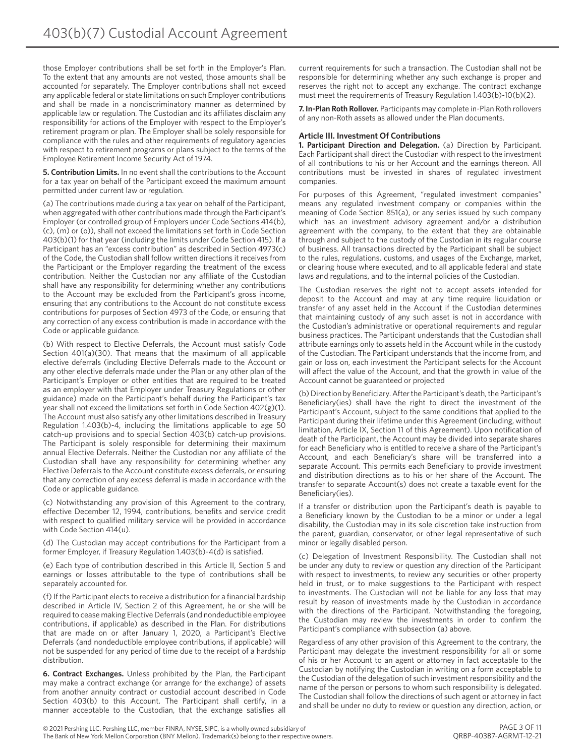those Employer contributions shall be set forth in the Employer's Plan. To the extent that any amounts are not vested, those amounts shall be accounted for separately. The Employer contributions shall not exceed any applicable federal or state limitations on such Employer contributions and shall be made in a nondiscriminatory manner as determined by applicable law or regulation. The Custodian and its affiliates disclaim any responsibility for actions of the Employer with respect to the Employer's retirement program or plan. The Employer shall be solely responsible for compliance with the rules and other requirements of regulatory agencies with respect to retirement programs or plans subject to the terms of the Employee Retirement Income Security Act of 1974.

**5. Contribution Limits.** In no event shall the contributions to the Account for a tax year on behalf of the Participant exceed the maximum amount permitted under current law or regulation.

(a) The contributions made during a tax year on behalf of the Participant, when aggregated with other contributions made through the Participant's Employer (or controlled group of Employers under Code Sections 414(b), (c), (m) or (o)), shall not exceed the limitations set forth in Code Section 403(b)(1) for that year (including the limits under Code Section 415). If a Participant has an "excess contribution" as described in Section 4973(c) of the Code, the Custodian shall follow written directions it receives from the Participant or the Employer regarding the treatment of the excess contribution. Neither the Custodian nor any affiliate of the Custodian shall have any responsibility for determining whether any contributions to the Account may be excluded from the Participant's gross income, ensuring that any contributions to the Account do not constitute excess contributions for purposes of Section 4973 of the Code, or ensuring that any correction of any excess contribution is made in accordance with the Code or applicable guidance.

(b) With respect to Elective Deferrals, the Account must satisfy Code Section 401(a)(30). That means that the maximum of all applicable elective deferrals (including Elective Deferrals made to the Account or any other elective deferrals made under the Plan or any other plan of the Participant's Employer or other entities that are required to be treated as an employer with that Employer under Treasury Regulations or other guidance) made on the Participant's behalf during the Participant's tax year shall not exceed the limitations set forth in Code Section 402(g)(1). The Account must also satisfy any other limitations described in Treasury Regulation 1.403(b)-4, including the limitations applicable to age 50 catch-up provisions and to special Section 403(b) catch-up provisions. The Participant is solely responsible for determining their maximum annual Elective Deferrals. Neither the Custodian nor any affiliate of the Custodian shall have any responsibility for determining whether any Elective Deferrals to the Account constitute excess deferrals, or ensuring that any correction of any excess deferral is made in accordance with the Code or applicable guidance.

(c) Notwithstanding any provision of this Agreement to the contrary, effective December 12, 1994, contributions, benefits and service credit with respect to qualified military service will be provided in accordance with Code Section 414(u).

(d) The Custodian may accept contributions for the Participant from a former Employer, if Treasury Regulation 1.403(b)-4(d) is satisfied.

(e) Each type of contribution described in this Article II, Section 5 and earnings or losses attributable to the type of contributions shall be separately accounted for.

(f) If the Participant elects to receive a distribution for a financial hardship described in Article IV, Section 2 of this Agreement, he or she will be required to cease making Elective Deferrals (and nondeductible employee contributions, if applicable) as described in the Plan. For distributions that are made on or after January 1, 2020, a Participant's Elective Deferrals (and nondeductible employee contributions, if applicable) will not be suspended for any period of time due to the receipt of a hardship distribution.

**6. Contract Exchanges.** Unless prohibited by the Plan, the Participant may make a contract exchange (or arrange for the exchange) of assets from another annuity contract or custodial account described in Code Section 403(b) to this Account. The Participant shall certify, in a manner acceptable to the Custodian, that the exchange satisfies all current requirements for such a transaction. The Custodian shall not be responsible for determining whether any such exchange is proper and reserves the right not to accept any exchange. The contract exchange must meet the requirements of Treasury Regulation 1.403(b)-10(b)(2).

**7. In-Plan Roth Rollover.** Participants may complete in-Plan Roth rollovers of any non-Roth assets as allowed under the Plan documents.

### Article III. Investment Of Contributions

**1. Participant Direction and Delegation.** (a) Direction by Participant. Each Participant shall direct the Custodian with respect to the investment of all contributions to his or her Account and the earnings thereon. All contributions must be invested in shares of regulated investment companies.

For purposes of this Agreement, "regulated investment companies" means any regulated investment company or companies within the meaning of Code Section 851(a), or any series issued by such company which has an investment advisory agreement and/or a distribution agreement with the company, to the extent that they are obtainable through and subject to the custody of the Custodian in its regular course of business. All transactions directed by the Participant shall be subject to the rules, regulations, customs, and usages of the Exchange, market, or clearing house where executed, and to all applicable federal and state laws and regulations, and to the internal policies of the Custodian.

The Custodian reserves the right not to accept assets intended for deposit to the Account and may at any time require liquidation or transfer of any asset held in the Account if the Custodian determines that maintaining custody of any such asset is not in accordance with the Custodian's administrative or operational requirements and regular business practices. The Participant understands that the Custodian shall attribute earnings only to assets held in the Account while in the custody of the Custodian. The Participant understands that the income from, and gain or loss on, each investment the Participant selects for the Account will affect the value of the Account, and that the growth in value of the Account cannot be guaranteed or projected

(b) Direction by Beneficiary. After the Participant's death, the Participant's Beneficiary(ies) shall have the right to direct the investment of the Participant's Account, subject to the same conditions that applied to the Participant during their lifetime under this Agreement (including, without limitation, Article IX, Section 11 of this Agreement). Upon notification of death of the Participant, the Account may be divided into separate shares for each Beneficiary who is entitled to receive a share of the Participant's Account, and each Beneficiary's share will be transferred into a separate Account. This permits each Beneficiary to provide investment and distribution directions as to his or her share of the Account. The transfer to separate Account(s) does not create a taxable event for the Beneficiary(ies).

If a transfer or distribution upon the Participant's death is payable to a Beneficiary known by the Custodian to be a minor or under a legal disability, the Custodian may in its sole discretion take instruction from the parent, guardian, conservator, or other legal representative of such minor or legally disabled person.

(c) Delegation of Investment Responsibility. The Custodian shall not be under any duty to review or question any direction of the Participant with respect to investments, to review any securities or other property held in trust, or to make suggestions to the Participant with respect to investments. The Custodian will not be liable for any loss that may result by reason of investments made by the Custodian in accordance with the directions of the Participant. Notwithstanding the foregoing, the Custodian may review the investments in order to confirm the Participant's compliance with subsection (a) above.

Regardless of any other provision of this Agreement to the contrary, the Participant may delegate the investment responsibility for all or some of his or her Account to an agent or attorney in fact acceptable to the Custodian by notifying the Custodian in writing on a form acceptable to the Custodian of the delegation of such investment responsibility and the name of the person or persons to whom such responsibility is delegated. The Custodian shall follow the directions of such agent or attorney in fact and shall be under no duty to review or question any direction, action, or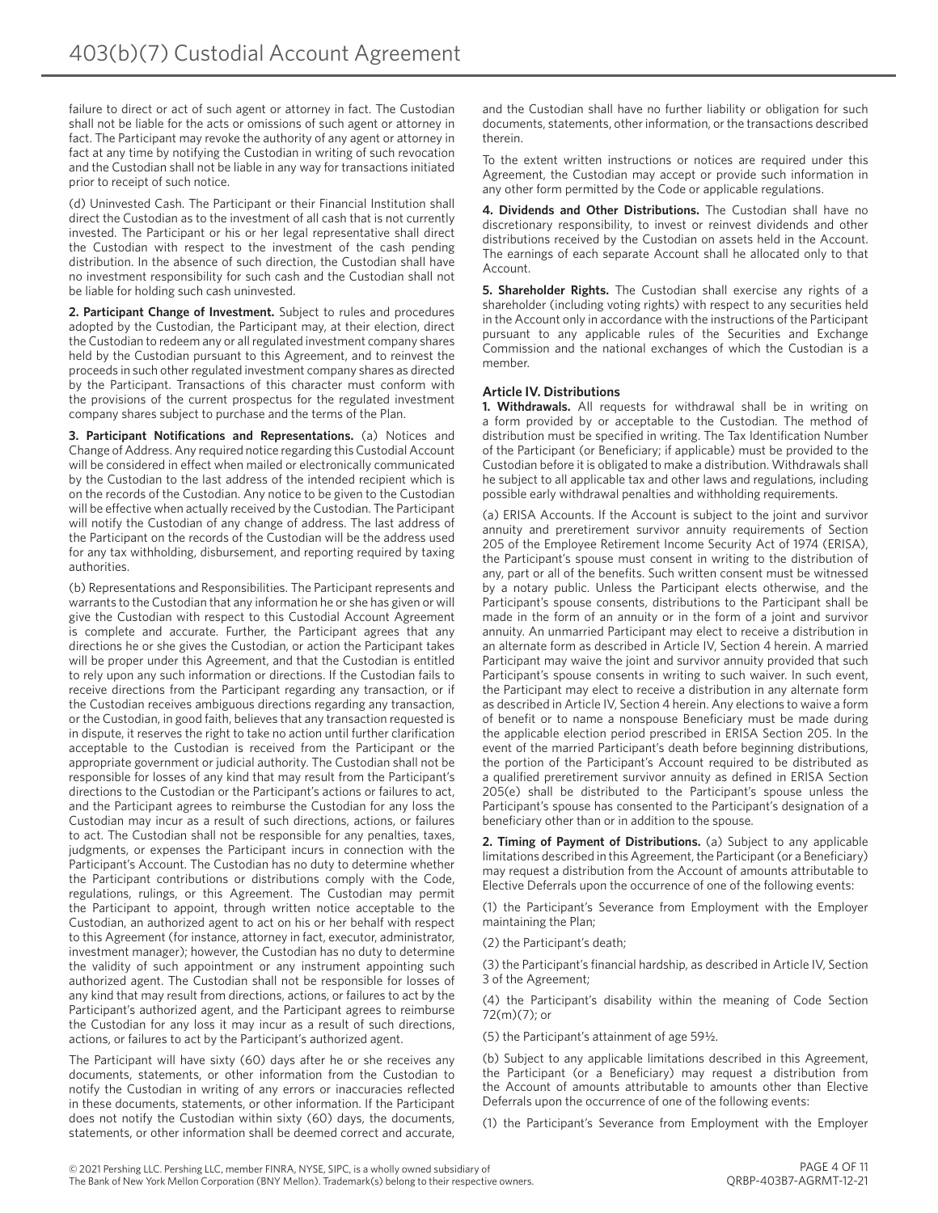failure to direct or act of such agent or attorney in fact. The Custodian shall not be liable for the acts or omissions of such agent or attorney in fact. The Participant may revoke the authority of any agent or attorney in fact at any time by notifying the Custodian in writing of such revocation and the Custodian shall not be liable in any way for transactions initiated prior to receipt of such notice.

(d) Uninvested Cash. The Participant or their Financial Institution shall direct the Custodian as to the investment of all cash that is not currently invested. The Participant or his or her legal representative shall direct the Custodian with respect to the investment of the cash pending distribution. In the absence of such direction, the Custodian shall have no investment responsibility for such cash and the Custodian shall not be liable for holding such cash uninvested.

**2. Participant Change of Investment.** Subject to rules and procedures adopted by the Custodian, the Participant may, at their election, direct the Custodian to redeem any or all regulated investment company shares held by the Custodian pursuant to this Agreement, and to reinvest the proceeds in such other regulated investment company shares as directed by the Participant. Transactions of this character must conform with the provisions of the current prospectus for the regulated investment company shares subject to purchase and the terms of the Plan.

**3. Participant Notifications and Representations.** (a) Notices and Change of Address. Any required notice regarding this Custodial Account will be considered in effect when mailed or electronically communicated by the Custodian to the last address of the intended recipient which is on the records of the Custodian. Any notice to be given to the Custodian will be effective when actually received by the Custodian. The Participant will notify the Custodian of any change of address. The last address of the Participant on the records of the Custodian will be the address used for any tax withholding, disbursement, and reporting required by taxing authorities.

(b) Representations and Responsibilities. The Participant represents and warrants to the Custodian that any information he or she has given or will give the Custodian with respect to this Custodial Account Agreement is complete and accurate. Further, the Participant agrees that any directions he or she gives the Custodian, or action the Participant takes will be proper under this Agreement, and that the Custodian is entitled to rely upon any such information or directions. If the Custodian fails to receive directions from the Participant regarding any transaction, or if the Custodian receives ambiguous directions regarding any transaction, or the Custodian, in good faith, believes that any transaction requested is in dispute, it reserves the right to take no action until further clarification acceptable to the Custodian is received from the Participant or the appropriate government or judicial authority. The Custodian shall not be responsible for losses of any kind that may result from the Participant's directions to the Custodian or the Participant's actions or failures to act, and the Participant agrees to reimburse the Custodian for any loss the Custodian may incur as a result of such directions, actions, or failures to act. The Custodian shall not be responsible for any penalties, taxes, judgments, or expenses the Participant incurs in connection with the Participant's Account. The Custodian has no duty to determine whether the Participant contributions or distributions comply with the Code, regulations, rulings, or this Agreement. The Custodian may permit the Participant to appoint, through written notice acceptable to the Custodian, an authorized agent to act on his or her behalf with respect to this Agreement (for instance, attorney in fact, executor, administrator, investment manager); however, the Custodian has no duty to determine the validity of such appointment or any instrument appointing such authorized agent. The Custodian shall not be responsible for losses of any kind that may result from directions, actions, or failures to act by the Participant's authorized agent, and the Participant agrees to reimburse the Custodian for any loss it may incur as a result of such directions, actions, or failures to act by the Participant's authorized agent.

The Participant will have sixty (60) days after he or she receives any documents, statements, or other information from the Custodian to notify the Custodian in writing of any errors or inaccuracies reflected in these documents, statements, or other information. If the Participant does not notify the Custodian within sixty (60) days, the documents, statements, or other information shall be deemed correct and accurate, and the Custodian shall have no further liability or obligation for such documents, statements, other information, or the transactions described therein.

To the extent written instructions or notices are required under this Agreement, the Custodian may accept or provide such information in any other form permitted by the Code or applicable regulations.

**4. Dividends and Other Distributions.** The Custodian shall have no discretionary responsibility, to invest or reinvest dividends and other distributions received by the Custodian on assets held in the Account. The earnings of each separate Account shall he allocated only to that Account.

**5. Shareholder Rights.** The Custodian shall exercise any rights of a shareholder (including voting rights) with respect to any securities held in the Account only in accordance with the instructions of the Participant pursuant to any applicable rules of the Securities and Exchange Commission and the national exchanges of which the Custodian is a member.

### Article IV. Distributions

**1. Withdrawals.** All requests for withdrawal shall be in writing on a form provided by or acceptable to the Custodian. The method of distribution must be specified in writing. The Tax Identification Number of the Participant (or Beneficiary; if applicable) must be provided to the Custodian before it is obligated to make a distribution. Withdrawals shall he subject to all applicable tax and other laws and regulations, including possible early withdrawal penalties and withholding requirements.

(a) ERISA Accounts. If the Account is subject to the joint and survivor annuity and preretirement survivor annuity requirements of Section 205 of the Employee Retirement Income Security Act of 1974 (ERISA), the Participant's spouse must consent in writing to the distribution of any, part or all of the benefits. Such written consent must be witnessed by a notary public. Unless the Participant elects otherwise, and the Participant's spouse consents, distributions to the Participant shall be made in the form of an annuity or in the form of a joint and survivor annuity. An unmarried Participant may elect to receive a distribution in an alternate form as described in Article IV, Section 4 herein. A married Participant may waive the joint and survivor annuity provided that such Participant's spouse consents in writing to such waiver. In such event, the Participant may elect to receive a distribution in any alternate form as described in Article IV, Section 4 herein. Any elections to waive a form of benefit or to name a nonspouse Beneficiary must be made during the applicable election period prescribed in ERISA Section 205. In the event of the married Participant's death before beginning distributions, the portion of the Participant's Account required to be distributed as a qualified preretirement survivor annuity as defined in ERISA Section 205(e) shall be distributed to the Participant's spouse unless the Participant's spouse has consented to the Participant's designation of a beneficiary other than or in addition to the spouse.

**2. Timing of Payment of Distributions.** (a) Subject to any applicable limitations described in this Agreement, the Participant (or a Beneficiary) may request a distribution from the Account of amounts attributable to Elective Deferrals upon the occurrence of one of the following events:

(1) the Participant's Severance from Employment with the Employer maintaining the Plan;

(2) the Participant's death;

(3) the Participant's financial hardship, as described in Article IV, Section 3 of the Agreement;

(4) the Participant's disability within the meaning of Code Section 72(m)(7); or

(5) the Participant's attainment of age 59½.

(b) Subject to any applicable limitations described in this Agreement, the Participant (or a Beneficiary) may request a distribution from the Account of amounts attributable to amounts other than Elective Deferrals upon the occurrence of one of the following events:

(1) the Participant's Severance from Employment with the Employer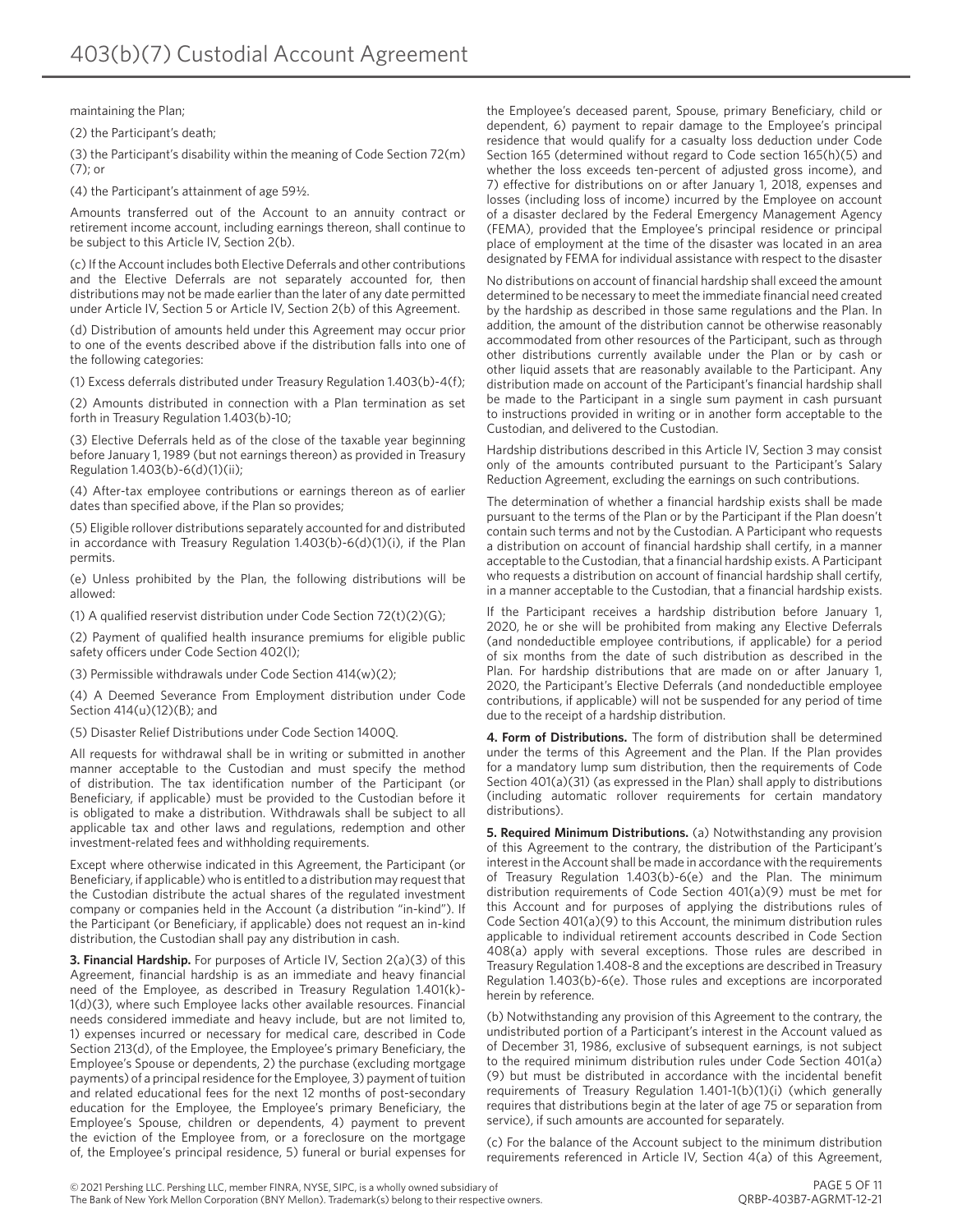maintaining the Plan;

(2) the Participant's death;

(3) the Participant's disability within the meaning of Code Section 72(m)(7); or

(4) the Participant's attainment of age 59½.

Amounts transferred out of the Account to an annuity contract or retirement income account, including earnings thereon, shall continue to be subject to this Article IV, Section 2(b).

(c) If the Account includes both Elective Deferrals and other contributions and the Elective Deferrals are not separately accounted for, then distributions may not be made earlier than the later of any date permitted under Article IV, Section 5 or Article IV, Section 2(b) of this Agreement.

(d) Distribution of amounts held under this Agreement may occur prior to one of the events described above if the distribution falls into one of the following categories:

(1) Excess deferrals distributed under Treasury Regulation 1.403(b)-4(f);

(2) Amounts distributed in connection with a Plan termination as set forth in Treasury Regulation 1.403(b)-10;

(3) Elective Deferrals held as of the close of the taxable year beginning before January 1, 1989 (but not earnings thereon) as provided in Treasury Regulation 1.403(b)-6(d)(1)(ii);

(4) After-tax employee contributions or earnings thereon as of earlier dates than specified above, if the Plan so provides;

(5) Eligible rollover distributions separately accounted for and distributed in accordance with Treasury Regulation 1.403(b)-6(d)(1)(i), if the Plan permits.

(e) Unless prohibited by the Plan, the following distributions will be allowed:

(1) A qualified reservist distribution under Code Section 72(t)(2)(G);

(2) Payment of qualified health insurance premiums for eligible public safety officers under Code Section 402(l);

(3) Permissible withdrawals under Code Section 414(w)(2);

(4) A Deemed Severance From Employment distribution under Code Section 414(u)(12)(B); and

(5) Disaster Relief Distributions under Code Section 1400Q.

All requests for withdrawal shall be in writing or submitted in another manner acceptable to the Custodian and must specify the method of distribution. The tax identification number of the Participant (or Beneficiary, if applicable) must be provided to the Custodian before it is obligated to make a distribution. Withdrawals shall be subject to all applicable tax and other laws and regulations, redemption and other investment-related fees and withholding requirements.

Except where otherwise indicated in this Agreement, the Participant (or Beneficiary, if applicable) who is entitled to a distribution may request that the Custodian distribute the actual shares of the regulated investment company or companies held in the Account (a distribution "in-kind"). If the Participant (or Beneficiary, if applicable) does not request an in-kind distribution, the Custodian shall pay any distribution in cash.

**3. Financial Hardship.** For purposes of Article IV, Section 2(a)(3) of this Agreement, financial hardship is as an immediate and heavy financial need of the Employee, as described in Treasury Regulation 1.401(k)-1(d)(3), where such Employee lacks other available resources. Financial needs considered immediate and heavy include, but are not limited to, 1) expenses incurred or necessary for medical care, described in Code Section 213(d), of the Employee, the Employee's primary Beneficiary, the Employee's Spouse or dependents, 2) the purchase (excluding mortgage payments) of a principal residence for the Employee, 3) payment of tuition and related educational fees for the next 12 months of post-secondary education for the Employee, the Employee's primary Beneficiary, the Employee's Spouse, children or dependents, 4) payment to prevent the eviction of the Employee from, or a foreclosure on the mortgage of, the Employee's principal residence, 5) funeral or burial expenses for the Employee's deceased parent, Spouse, primary Beneficiary, child or dependent, 6) payment to repair damage to the Employee's principal residence that would qualify for a casualty loss deduction under Code Section 165 (determined without regard to Code section 165(h)(5) and whether the loss exceeds ten-percent of adjusted gross income), and 7) effective for distributions on or after January 1, 2018, expenses and losses (including loss of income) incurred by the Employee on account of a disaster declared by the Federal Emergency Management Agency (FEMA), provided that the Employee's principal residence or principal place of employment at the time of the disaster was located in an area designated by FEMA for individual assistance with respect to the disaster

No distributions on account of financial hardship shall exceed the amount determined to be necessary to meet the immediate financial need created by the hardship as described in those same regulations and the Plan. In addition, the amount of the distribution cannot be otherwise reasonably accommodated from other resources of the Participant, such as through other distributions currently available under the Plan or by cash or other liquid assets that are reasonably available to the Participant. Any distribution made on account of the Participant's financial hardship shall be made to the Participant in a single sum payment in cash pursuant to instructions provided in writing or in another form acceptable to the Custodian, and delivered to the Custodian.

Hardship distributions described in this Article IV, Section 3 may consist only of the amounts contributed pursuant to the Participant's Salary Reduction Agreement, excluding the earnings on such contributions.

The determination of whether a financial hardship exists shall be made pursuant to the terms of the Plan or by the Participant if the Plan doesn't contain such terms and not by the Custodian. A Participant who requests a distribution on account of financial hardship shall certify, in a manner acceptable to the Custodian, that a financial hardship exists. A Participant who requests a distribution on account of financial hardship shall certify, in a manner acceptable to the Custodian, that a financial hardship exists.

If the Participant receives a hardship distribution before January 1, 2020, he or she will be prohibited from making any Elective Deferrals (and nondeductible employee contributions, if applicable) for a period of six months from the date of such distribution as described in the Plan. For hardship distributions that are made on or after January 1, 2020, the Participant's Elective Deferrals (and nondeductible employee contributions, if applicable) will not be suspended for any period of time due to the receipt of a hardship distribution.

**4. Form of Distributions.** The form of distribution shall be determined under the terms of this Agreement and the Plan. If the Plan provides for a mandatory lump sum distribution, then the requirements of Code Section 401(a)(31) (as expressed in the Plan) shall apply to distributions (including automatic rollover requirements for certain mandatory distributions).

**5. Required Minimum Distributions.** (a) Notwithstanding any provision of this Agreement to the contrary, the distribution of the Participant's interest in the Account shall be made in accordance with the requirements of Treasury Regulation 1.403(b)-6(e) and the Plan. The minimum distribution requirements of Code Section 401(a)(9) must be met for this Account and for purposes of applying the distributions rules of Code Section 401(a)(9) to this Account, the minimum distribution rules applicable to individual retirement accounts described in Code Section 408(a) apply with several exceptions. Those rules are described in Treasury Regulation 1.408-8 and the exceptions are described in Treasury Regulation 1.403(b)-6(e). Those rules and exceptions are incorporated herein by reference.

(b) Notwithstanding any provision of this Agreement to the contrary, the undistributed portion of a Participant's interest in the Account valued as of December 31, 1986, exclusive of subsequent earnings, is not subject to the required minimum distribution rules under Code Section 401(a)(9) but must be distributed in accordance with the incidental benefit requirements of Treasury Regulation 1.401-1(b)(1)(i) (which generally requires that distributions begin at the later of age 75 or separation from service), if such amounts are accounted for separately.

(c) For the balance of the Account subject to the minimum distribution requirements referenced in Article IV, Section 4(a) of this Agreement,

© 2021 Pershing LLC. Pershing LLC, member FINRA, NYSE, SIPC, is a wholly owned subsidiary of The Bank of New York Mellon Corporation (BNY Mellon). Trademark(s) belong to their respective owners.

QRBP-403B7-AGRMT-12-21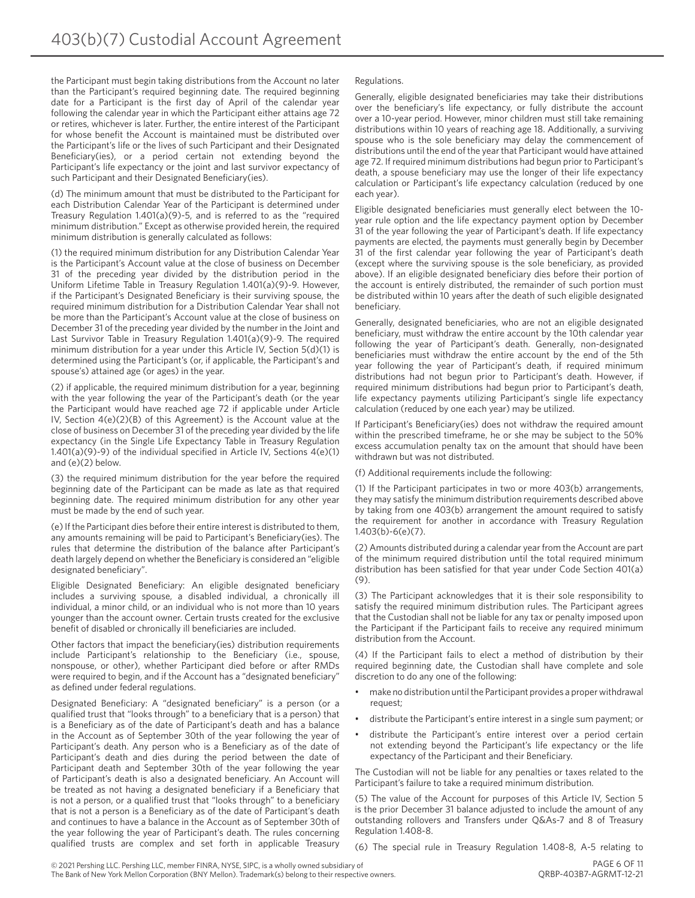the Participant must begin taking distributions from the Account no later than the Participant's required beginning date. The required beginning date for a Participant is the first day of April of the calendar year following the calendar year in which the Participant either attains age 72 or retires, whichever is later. Further, the entire interest of the Participant for whose benefit the Account is maintained must be distributed over the Participant's life or the lives of such Participant and their Designated Beneficiary(ies), or a period certain not extending beyond the Participant's life expectancy or the joint and last survivor expectancy of such Participant and their Designated Beneficiary(ies).

(d) The minimum amount that must be distributed to the Participant for each Distribution Calendar Year of the Participant is determined under Treasury Regulation 1.401(a)(9)-5, and is referred to as the "required minimum distribution." Except as otherwise provided herein, the required minimum distribution is generally calculated as follows:

(1) the required minimum distribution for any Distribution Calendar Year is the Participant's Account value at the close of business on December 31 of the preceding year divided by the distribution period in the Uniform Lifetime Table in Treasury Regulation 1.401(a)(9)-9. However, if the Participant's Designated Beneficiary is their surviving spouse, the required minimum distribution for a Distribution Calendar Year shall not be more than the Participant's Account value at the close of business on December 31 of the preceding year divided by the number in the Joint and Last Survivor Table in Treasury Regulation 1.401(a)(9)-9. The required minimum distribution for a year under this Article IV, Section 5(d)(1) is determined using the Participant's (or, if applicable, the Participant's and spouse's) attained age (or ages) in the year.

(2) if applicable, the required minimum distribution for a year, beginning with the year following the year of the Participant's death (or the year the Participant would have reached age 72 if applicable under Article IV, Section 4(e)(2)(B) of this Agreement) is the Account value at the close of business on December 31 of the preceding year divided by the life expectancy (in the Single Life Expectancy Table in Treasury Regulation 1.401(a)(9)-9) of the individual specified in Article IV, Sections 4(e)(1) and (e)(2) below.

(3) the required minimum distribution for the year before the required beginning date of the Participant can be made as late as that required beginning date. The required minimum distribution for any other year must be made by the end of such year.

(e) If the Participant dies before their entire interest is distributed to them, any amounts remaining will be paid to Participant's Beneficiary(ies). The rules that determine the distribution of the balance after Participant's death largely depend on whether the Beneficiary is considered an "eligible designated beneficiary".

Eligible Designated Beneficiary: An eligible designated beneficiary includes a surviving spouse, a disabled individual, a chronically ill individual, a minor child, or an individual who is not more than 10 years younger than the account owner. Certain trusts created for the exclusive benefit of disabled or chronically ill beneficiaries are included.

Other factors that impact the beneficiary(ies) distribution requirements include Participant's relationship to the Beneficiary (i.e., spouse, nonspouse, or other), whether Participant died before or after RMDs were required to begin, and if the Account has a "designated beneficiary" as defined under federal regulations.

Designated Beneficiary: A "designated beneficiary" is a person (or a qualified trust that "looks through" to a beneficiary that is a person) that is a Beneficiary as of the date of Participant's death and has a balance in the Account as of September 30th of the year following the year of Participant's death. Any person who is a Beneficiary as of the date of Participant's death and dies during the period between the date of Participant death and September 30th of the year following the year of Participant's death is also a designated beneficiary. An Account will be treated as not having a designated beneficiary if a Beneficiary that is not a person, or a qualified trust that "looks through" to a beneficiary that is not a person is a Beneficiary as of the date of Participant's death and continues to have a balance in the Account as of September 30th of the year following the year of Participant's death. The rules concerning qualified trusts are complex and set forth in applicable Treasury Regulations.

Generally, eligible designated beneficiaries may take their distributions over the beneficiary's life expectancy, or fully distribute the account over a 10-year period. However, minor children must still take remaining distributions within 10 years of reaching age 18. Additionally, a surviving spouse who is the sole beneficiary may delay the commencement of distributions until the end of the year that Participant would have attained age 72. If required minimum distributions had begun prior to Participant's death, a spouse beneficiary may use the longer of their life expectancy calculation or Participant's life expectancy calculation (reduced by one each year).

Eligible designated beneficiaries must generally elect between the 10-year rule option and the life expectancy payment option by December 31 of the year following the year of Participant's death. If life expectancy payments are elected, the payments must generally begin by December 31 of the first calendar year following the year of Participant's death (except where the surviving spouse is the sole beneficiary, as provided above). If an eligible designated beneficiary dies before their portion of the account is entirely distributed, the remainder of such portion must be distributed within 10 years after the death of such eligible designated beneficiary.

Generally, designated beneficiaries, who are not an eligible designated beneficiary, must withdraw the entire account by the 10th calendar year following the year of Participant's death. Generally, non-designated beneficiaries must withdraw the entire account by the end of the 5th year following the year of Participant's death, if required minimum distributions had not begun prior to Participant's death. However, if required minimum distributions had begun prior to Participant's death, life expectancy payments utilizing Participant's single life expectancy calculation (reduced by one each year) may be utilized.

If Participant's Beneficiary(ies) does not withdraw the required amount within the prescribed timeframe, he or she may be subject to the 50% excess accumulation penalty tax on the amount that should have been withdrawn but was not distributed.

(f) Additional requirements include the following:

(1) If the Participant participates in two or more 403(b) arrangements, they may satisfy the minimum distribution requirements described above by taking from one 403(b) arrangement the amount required to satisfy the requirement for another in accordance with Treasury Regulation 1.403(b)-6(e)(7).

(2) Amounts distributed during a calendar year from the Account are part of the minimum required distribution until the total required minimum distribution has been satisfied for that year under Code Section 401(a)(9).

(3) The Participant acknowledges that it is their sole responsibility to satisfy the required minimum distribution rules. The Participant agrees that the Custodian shall not be liable for any tax or penalty imposed upon the Participant if the Participant fails to receive any required minimum distribution from the Account.

(4) If the Participant fails to elect a method of distribution by their required beginning date, the Custodian shall have complete and sole discretion to do any one of the following:

- make no distribution until the Participant provides a proper withdrawal request;
- distribute the Participant's entire interest in a single sum payment; or
- distribute the Participant's entire interest over a period certain not extending beyond the Participant's life expectancy or the life expectancy of the Participant and their Beneficiary.

The Custodian will not be liable for any penalties or taxes related to the Participant's failure to take a required minimum distribution.

(5) The value of the Account for purposes of this Article IV, Section 5 is the prior December 31 balance adjusted to include the amount of any outstanding rollovers and Transfers under Q&As-7 and 8 of Treasury Regulation 1.408-8.

(6) The special rule in Treasury Regulation 1.408-8, A-5 relating to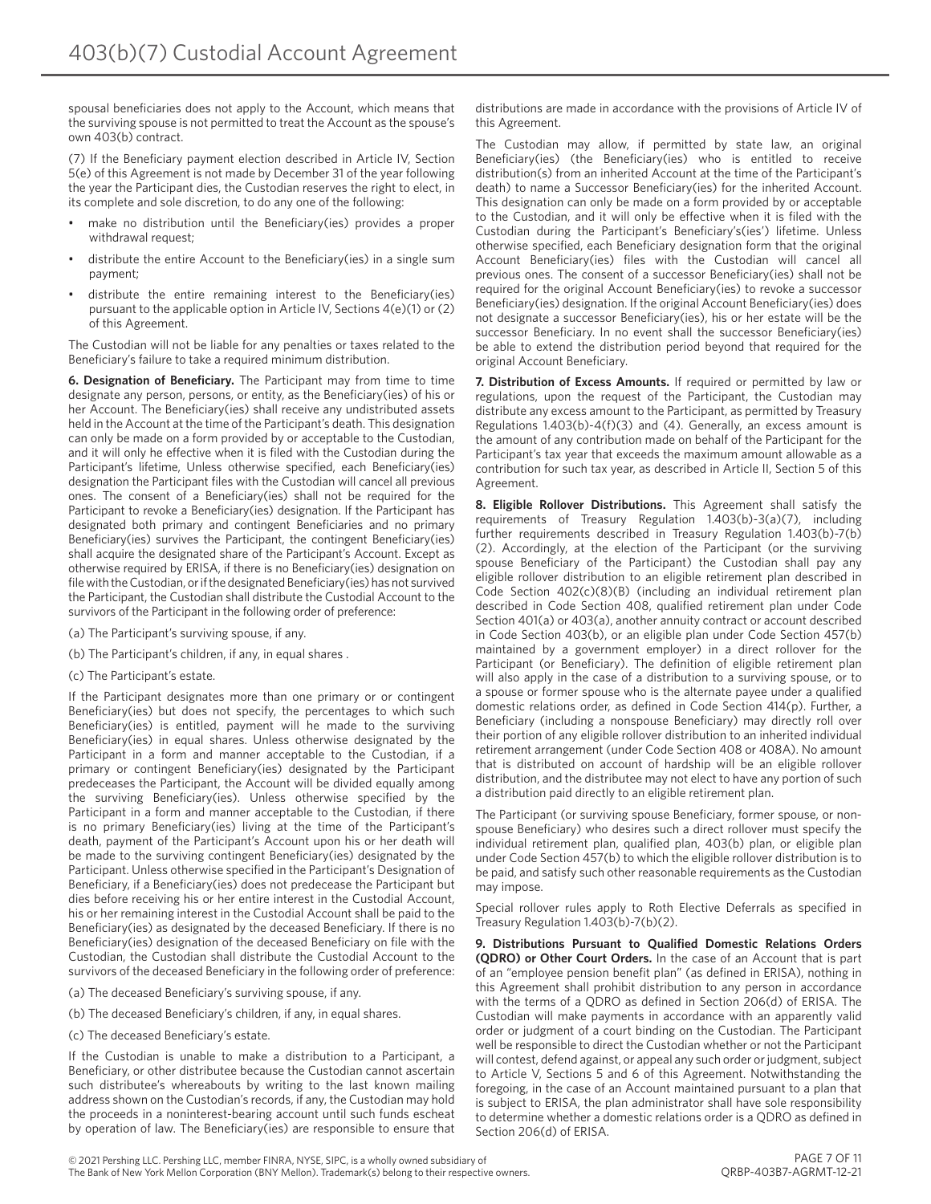spousal beneficiaries does not apply to the Account, which means that the surviving spouse is not permitted to treat the Account as the spouse's own 403(b) contract.

(7) If the Beneficiary payment election described in Article IV, Section 5(e) of this Agreement is not made by December 31 of the year following the year the Participant dies, the Custodian reserves the right to elect, in its complete and sole discretion, to do any one of the following:

- make no distribution until the Beneficiary(ies) provides a proper withdrawal request;
- distribute the entire Account to the Beneficiary(ies) in a single sum payment;
- distribute the entire remaining interest to the Beneficiary(ies) pursuant to the applicable option in Article IV, Sections 4(e)(1) or (2) of this Agreement.

The Custodian will not be liable for any penalties or taxes related to the Beneficiary's failure to take a required minimum distribution.

**6. Designation of Beneficiary.** The Participant may from time to time designate any person, persons, or entity, as the Beneficiary(ies) of his or her Account. The Beneficiary(ies) shall receive any undistributed assets held in the Account at the time of the Participant's death. This designation can only be made on a form provided by or acceptable to the Custodian, and it will only he effective when it is filed with the Custodian during the Participant's lifetime, Unless otherwise specified, each Beneficiary(ies) designation the Participant files with the Custodian will cancel all previous ones. The consent of a Beneficiary(ies) shall not be required for the Participant to revoke a Beneficiary(ies) designation. If the Participant has designated both primary and contingent Beneficiaries and no primary Beneficiary(ies) survives the Participant, the contingent Beneficiary(ies) shall acquire the designated share of the Participant's Account. Except as otherwise required by ERISA, if there is no Beneficiary(ies) designation on file with the Custodian, or if the designated Beneficiary(ies) has not survived the Participant, the Custodian shall distribute the Custodial Account to the survivors of the Participant in the following order of preference:

(a) The Participant's surviving spouse, if any.

(b) The Participant's children, if any, in equal shares .

(c) The Participant's estate.

If the Participant designates more than one primary or or contingent Beneficiary(ies) but does not specify, the percentages to which such Beneficiary(ies) is entitled, payment will he made to the surviving Beneficiary(ies) in equal shares. Unless otherwise designated by the Participant in a form and manner acceptable to the Custodian, if a primary or contingent Beneficiary(ies) designated by the Participant predeceases the Participant, the Account will be divided equally among the surviving Beneficiary(ies). Unless otherwise specified by the Participant in a form and manner acceptable to the Custodian, if there is no primary Beneficiary(ies) living at the time of the Participant's death, payment of the Participant's Account upon his or her death will be made to the surviving contingent Beneficiary(ies) designated by the Participant. Unless otherwise specified in the Participant's Designation of Beneficiary, if a Beneficiary(ies) does not predecease the Participant but dies before receiving his or her entire interest in the Custodial Account, his or her remaining interest in the Custodial Account shall be paid to the Beneficiary(ies) as designated by the deceased Beneficiary. If there is no Beneficiary(ies) designation of the deceased Beneficiary on file with the Custodian, the Custodian shall distribute the Custodial Account to the survivors of the deceased Beneficiary in the following order of preference:

(a) The deceased Beneficiary's surviving spouse, if any.

(b) The deceased Beneficiary's children, if any, in equal shares.

(c) The deceased Beneficiary's estate.

If the Custodian is unable to make a distribution to a Participant, a Beneficiary, or other distributee because the Custodian cannot ascertain such distributee's whereabouts by writing to the last known mailing address shown on the Custodian's records, if any, the Custodian may hold the proceeds in a noninterest-bearing account until such funds escheat by operation of law. The Beneficiary(ies) are responsible to ensure that distributions are made in accordance with the provisions of Article IV of this Agreement.

The Custodian may allow, if permitted by state law, an original Beneficiary(ies) (the Beneficiary(ies) who is entitled to receive distribution(s) from an inherited Account at the time of the Participant's death) to name a Successor Beneficiary(ies) for the inherited Account. This designation can only be made on a form provided by or acceptable to the Custodian, and it will only be effective when it is filed with the Custodian during the Participant's Beneficiary's(ies') lifetime. Unless otherwise specified, each Beneficiary designation form that the original Account Beneficiary(ies) files with the Custodian will cancel all previous ones. The consent of a successor Beneficiary(ies) shall not be required for the original Account Beneficiary(ies) to revoke a successor Beneficiary(ies) designation. If the original Account Beneficiary(ies) does not designate a successor Beneficiary(ies), his or her estate will be the successor Beneficiary. In no event shall the successor Beneficiary(ies) be able to extend the distribution period beyond that required for the original Account Beneficiary.

**7. Distribution of Excess Amounts.** If required or permitted by law or regulations, upon the request of the Participant, the Custodian may distribute any excess amount to the Participant, as permitted by Treasury Regulations 1.403(b)-4(f)(3) and (4). Generally, an excess amount is the amount of any contribution made on behalf of the Participant for the Participant's tax year that exceeds the maximum amount allowable as a contribution for such tax year, as described in Article II, Section 5 of this Agreement.

**8. Eligible Rollover Distributions.** This Agreement shall satisfy the requirements of Treasury Regulation 1.403(b)-3(a)(7), including further requirements described in Treasury Regulation 1.403(b)-7(b)(2). Accordingly, at the election of the Participant (or the surviving spouse Beneficiary of the Participant) the Custodian shall pay any eligible rollover distribution to an eligible retirement plan described in Code Section 402(c)(8)(B) (including an individual retirement plan described in Code Section 408, qualified retirement plan under Code Section 401(a) or 403(a), another annuity contract or account described in Code Section 403(b), or an eligible plan under Code Section 457(b) maintained by a government employer) in a direct rollover for the Participant (or Beneficiary). The definition of eligible retirement plan will also apply in the case of a distribution to a surviving spouse, or to a spouse or former spouse who is the alternate payee under a qualified domestic relations order, as defined in Code Section 414(p). Further, a Beneficiary (including a nonspouse Beneficiary) may directly roll over their portion of any eligible rollover distribution to an inherited individual retirement arrangement (under Code Section 408 or 408A). No amount that is distributed on account of hardship will be an eligible rollover distribution, and the distributee may not elect to have any portion of such a distribution paid directly to an eligible retirement plan.

The Participant (or surviving spouse Beneficiary, former spouse, or non-spouse Beneficiary) who desires such a direct rollover must specify the individual retirement plan, qualified plan, 403(b) plan, or eligible plan under Code Section 457(b) to which the eligible rollover distribution is to be paid, and satisfy such other reasonable requirements as the Custodian may impose.

Special rollover rules apply to Roth Elective Deferrals as specified in Treasury Regulation 1.403(b)-7(b)(2).

**9. Distributions Pursuant to Qualified Domestic Relations Orders (QDRO) or Other Court Orders.** In the case of an Account that is part of an "employee pension benefit plan" (as defined in ERISA), nothing in this Agreement shall prohibit distribution to any person in accordance with the terms of a QDRO as defined in Section 206(d) of ERISA. The Custodian will make payments in accordance with an apparently valid order or judgment of a court binding on the Custodian. The Participant well be responsible to direct the Custodian whether or not the Participant will contest, defend against, or appeal any such order or judgment, subject to Article V, Sections 5 and 6 of this Agreement. Notwithstanding the foregoing, in the case of an Account maintained pursuant to a plan that is subject to ERISA, the plan administrator shall have sole responsibility to determine whether a domestic relations order is a QDRO as defined in Section 206(d) of ERISA.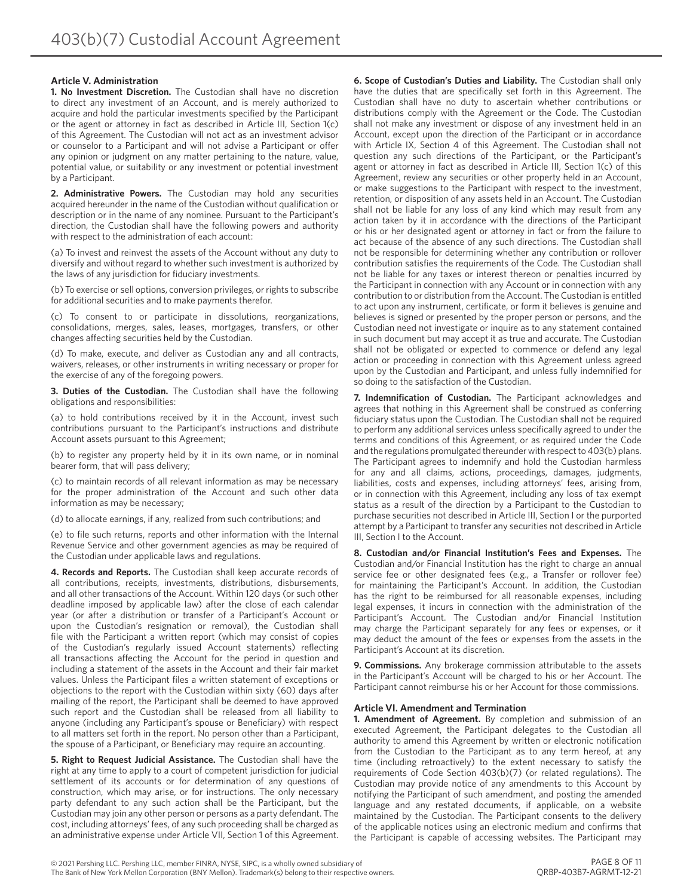# 403(b)(7) Custodial Account Agreement

### Article V. Administration

**1. No Investment Discretion.** The Custodian shall have no discretion to direct any investment of an Account, and is merely authorized to acquire and hold the particular investments specified by the Participant or the agent or attorney in fact as described in Article III, Section 1(c) of this Agreement. The Custodian will not act as an investment advisor or counselor to a Participant and will not advise a Participant or offer any opinion or judgment on any matter pertaining to the nature, value, potential value, or suitability or any investment or potential investment by a Participant.

**2. Administrative Powers.** The Custodian may hold any securities acquired hereunder in the name of the Custodian without qualification or description or in the name of any nominee. Pursuant to the Participant's direction, the Custodian shall have the following powers and authority with respect to the administration of each account:

(a) To invest and reinvest the assets of the Account without any duty to diversify and without regard to whether such investment is authorized by the laws of any jurisdiction for fiduciary investments.

(b) To exercise or sell options, conversion privileges, or rights to subscribe for additional securities and to make payments therefor.

(c) To consent to or participate in dissolutions, reorganizations, consolidations, merges, sales, leases, mortgages, transfers, or other changes affecting securities held by the Custodian.

(d) To make, execute, and deliver as Custodian any and all contracts, waivers, releases, or other instruments in writing necessary or proper for the exercise of any of the foregoing powers.

**3. Duties of the Custodian.** The Custodian shall have the following obligations and responsibilities:

(a) to hold contributions received by it in the Account, invest such contributions pursuant to the Participant's instructions and distribute Account assets pursuant to this Agreement;

(b) to register any property held by it in its own name, or in nominal bearer form, that will pass delivery;

(c) to maintain records of all relevant information as may be necessary for the proper administration of the Account and such other data information as may be necessary;

(d) to allocate earnings, if any, realized from such contributions; and

(e) to file such returns, reports and other information with the Internal Revenue Service and other government agencies as may be required of the Custodian under applicable laws and regulations.

**4. Records and Reports.** The Custodian shall keep accurate records of all contributions, receipts, investments, distributions, disbursements, and all other transactions of the Account. Within 120 days (or such other deadline imposed by applicable law) after the close of each calendar year (or after a distribution or transfer of a Participant's Account or upon the Custodian's resignation or removal), the Custodian shall file with the Participant a written report (which may consist of copies of the Custodian's regularly issued Account statements) reflecting all transactions affecting the Account for the period in question and including a statement of the assets in the Account and their fair market values. Unless the Participant files a written statement of exceptions or objections to the report with the Custodian within sixty (60) days after mailing of the report, the Participant shall be deemed to have approved such report and the Custodian shall be released from all liability to anyone (including any Participant's spouse or Beneficiary) with respect to all matters set forth in the report. No person other than a Participant, the spouse of a Participant, or Beneficiary may require an accounting.

**5. Right to Request Judicial Assistance.** The Custodian shall have the right at any time to apply to a court of competent jurisdiction for judicial settlement of its accounts or for determination of any questions of construction, which may arise, or for instructions. The only necessary party defendant to any such action shall be the Participant, but the Custodian may join any other person or persons as a party defendant. The cost, including attorneys' fees, of any such proceeding shall be charged as an administrative expense under Article VII, Section 1 of this Agreement.

**6. Scope of Custodian's Duties and Liability.** The Custodian shall only have the duties that are specifically set forth in this Agreement. The Custodian shall have no duty to ascertain whether contributions or distributions comply with the Agreement or the Code. The Custodian shall not make any investment or dispose of any investment held in an Account, except upon the direction of the Participant or in accordance with Article IX, Section 4 of this Agreement. The Custodian shall not question any such directions of the Participant, or the Participant's agent or attorney in fact as described in Article III, Section 1(c) of this Agreement, review any securities or other property held in an Account, or make suggestions to the Participant with respect to the investment, retention, or disposition of any assets held in an Account. The Custodian shall not be liable for any loss of any kind which may result from any action taken by it in accordance with the directions of the Participant or his or her designated agent or attorney in fact or from the failure to act because of the absence of any such directions. The Custodian shall not be responsible for determining whether any contribution or rollover contribution satisfies the requirements of the Code. The Custodian shall not be liable for any taxes or interest thereon or penalties incurred by the Participant in connection with any Account or in connection with any contribution to or distribution from the Account. The Custodian is entitled to act upon any instrument, certificate, or form it believes is genuine and believes is signed or presented by the proper person or persons, and the Custodian need not investigate or inquire as to any statement contained in such document but may accept it as true and accurate. The Custodian shall not be obligated or expected to commence or defend any legal action or proceeding in connection with this Agreement unless agreed upon by the Custodian and Participant, and unless fully indemnified for so doing to the satisfaction of the Custodian.

**7. Indemnification of Custodian.** The Participant acknowledges and agrees that nothing in this Agreement shall be construed as conferring fiduciary status upon the Custodian. The Custodian shall not be required to perform any additional services unless specifically agreed to under the terms and conditions of this Agreement, or as required under the Code and the regulations promulgated thereunder with respect to 403(b) plans. The Participant agrees to indemnify and hold the Custodian harmless for any and all claims, actions, proceedings, damages, judgments, liabilities, costs and expenses, including attorneys' fees, arising from, or in connection with this Agreement, including any loss of tax exempt status as a result of the direction by a Participant to the Custodian to purchase securities not described in Article III, Section I or the purported attempt by a Participant to transfer any securities not described in Article III, Section I to the Account.

**8. Custodian and/or Financial Institution's Fees and Expenses.** The Custodian and/or Financial Institution has the right to charge an annual service fee or other designated fees (e.g., a Transfer or rollover fee) for maintaining the Participant's Account. In addition, the Custodian has the right to be reimbursed for all reasonable expenses, including legal expenses, it incurs in connection with the administration of the Participant's Account. The Custodian and/or Financial Institution may charge the Participant separately for any fees or expenses, or it may deduct the amount of the fees or expenses from the assets in the Participant's Account at its discretion.

**9. Commissions.** Any brokerage commission attributable to the assets in the Participant's Account will be charged to his or her Account. The Participant cannot reimburse his or her Account for those commissions.

### Article VI. Amendment and Termination

**1. Amendment of Agreement.** By completion and submission of an executed Agreement, the Participant delegates to the Custodian all authority to amend this Agreement by written or electronic notification from the Custodian to the Participant as to any term hereof, at any time (including retroactively) to the extent necessary to satisfy the requirements of Code Section 403(b)(7) (or related regulations). The Custodian may provide notice of any amendments to this Account by notifying the Participant of such amendment, and posting the amended language and any restated documents, if applicable, on a website maintained by the Custodian. The Participant consents to the delivery of the applicable notices using an electronic medium and confirms that the Participant is capable of accessing websites. The Participant may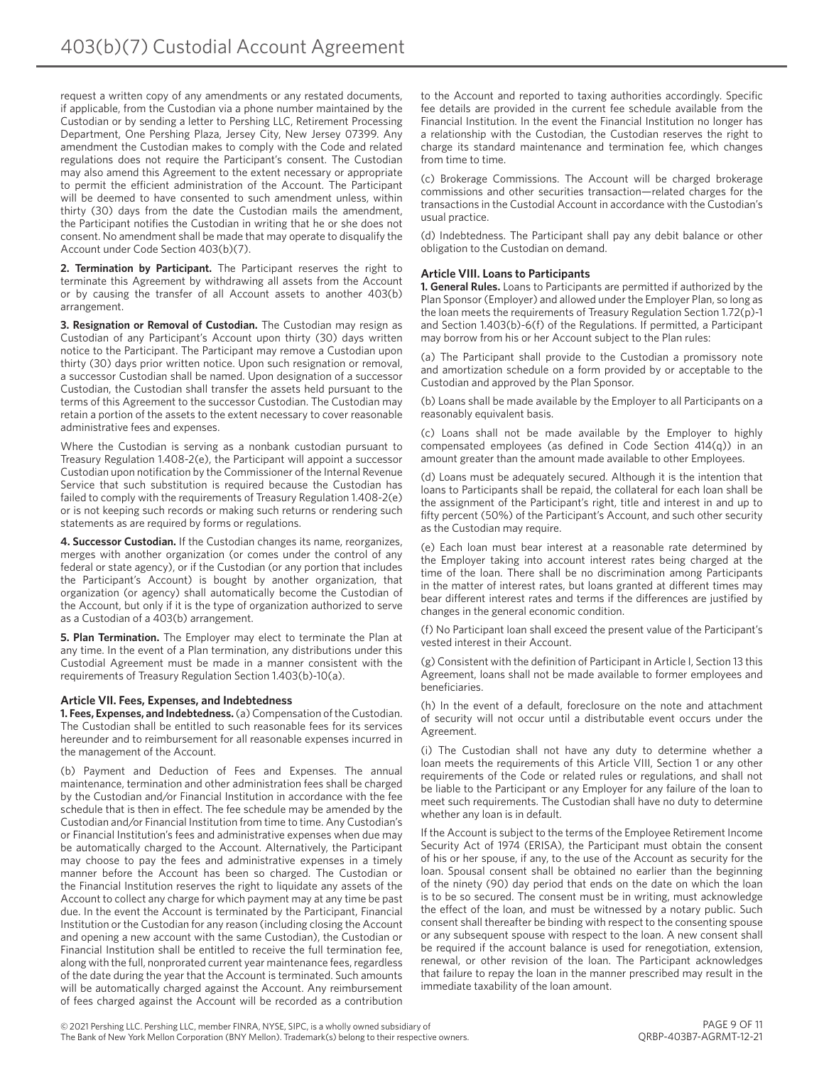request a written copy of any amendments or any restated documents, if applicable, from the Custodian via a phone number maintained by the Custodian or by sending a letter to Pershing LLC, Retirement Processing Department, One Pershing Plaza, Jersey City, New Jersey 07399. Any amendment the Custodian makes to comply with the Code and related regulations does not require the Participant's consent. The Custodian may also amend this Agreement to the extent necessary or appropriate to permit the efficient administration of the Account. The Participant will be deemed to have consented to such amendment unless, within thirty (30) days from the date the Custodian mails the amendment, the Participant notifies the Custodian in writing that he or she does not consent. No amendment shall be made that may operate to disqualify the Account under Code Section 403(b)(7).

**2. Termination by Participant.** The Participant reserves the right to terminate this Agreement by withdrawing all assets from the Account or by causing the transfer of all Account assets to another 403(b) arrangement.

**3. Resignation or Removal of Custodian.** The Custodian may resign as Custodian of any Participant's Account upon thirty (30) days written notice to the Participant. The Participant may remove a Custodian upon thirty (30) days prior written notice. Upon such resignation or removal, a successor Custodian shall be named. Upon designation of a successor Custodian, the Custodian shall transfer the assets held pursuant to the terms of this Agreement to the successor Custodian. The Custodian may retain a portion of the assets to the extent necessary to cover reasonable administrative fees and expenses.

Where the Custodian is serving as a nonbank custodian pursuant to Treasury Regulation 1.408-2(e), the Participant will appoint a successor Custodian upon notification by the Commissioner of the Internal Revenue Service that such substitution is required because the Custodian has failed to comply with the requirements of Treasury Regulation 1.408-2(e) or is not keeping such records or making such returns or rendering such statements as are required by forms or regulations.

**4. Successor Custodian.** If the Custodian changes its name, reorganizes, merges with another organization (or comes under the control of any federal or state agency), or if the Custodian (or any portion that includes the Participant's Account) is bought by another organization, that organization (or agency) shall automatically become the Custodian of the Account, but only if it is the type of organization authorized to serve as a Custodian of a 403(b) arrangement.

**5. Plan Termination.** The Employer may elect to terminate the Plan at any time. In the event of a Plan termination, any distributions under this Custodial Agreement must be made in a manner consistent with the requirements of Treasury Regulation Section 1.403(b)-10(a).

### Article VII. Fees, Expenses, and Indebtedness

**1. Fees, Expenses, and Indebtedness.** (a) Compensation of the Custodian. The Custodian shall be entitled to such reasonable fees for its services hereunder and to reimbursement for all reasonable expenses incurred in the management of the Account.

(b) Payment and Deduction of Fees and Expenses. The annual maintenance, termination and other administration fees shall be charged by the Custodian and/or Financial Institution in accordance with the fee schedule that is then in effect. The fee schedule may be amended by the Custodian and/or Financial Institution from time to time. Any Custodian's or Financial Institution's fees and administrative expenses when due may be automatically charged to the Account. Alternatively, the Participant may choose to pay the fees and administrative expenses in a timely manner before the Account has been so charged. The Custodian or the Financial Institution reserves the right to liquidate any assets of the Account to collect any charge for which payment may at any time be past due. In the event the Account is terminated by the Participant, Financial Institution or the Custodian for any reason (including closing the Account and opening a new account with the same Custodian), the Custodian or Financial Institution shall be entitled to receive the full termination fee, along with the full, nonprorated current year maintenance fees, regardless of the date during the year that the Account is terminated. Such amounts will be automatically charged against the Account. Any reimbursement of fees charged against the Account will be recorded as a contribution to the Account and reported to taxing authorities accordingly. Specific fee details are provided in the current fee schedule available from the Financial Institution. In the event the Financial Institution no longer has a relationship with the Custodian, the Custodian reserves the right to charge its standard maintenance and termination fee, which changes from time to time.

(c) Brokerage Commissions. The Account will be charged brokerage commissions and other securities transaction—related charges for the transactions in the Custodial Account in accordance with the Custodian's usual practice.

(d) Indebtedness. The Participant shall pay any debit balance or other obligation to the Custodian on demand.

### Article VIII. Loans to Participants

**1. General Rules.** Loans to Participants are permitted if authorized by the Plan Sponsor (Employer) and allowed under the Employer Plan, so long as the loan meets the requirements of Treasury Regulation Section 1.72(p)-1 and Section 1.403(b)-6(f) of the Regulations. If permitted, a Participant may borrow from his or her Account subject to the Plan rules:

(a) The Participant shall provide to the Custodian a promissory note and amortization schedule on a form provided by or acceptable to the Custodian and approved by the Plan Sponsor.

(b) Loans shall be made available by the Employer to all Participants on a reasonably equivalent basis.

(c) Loans shall not be made available by the Employer to highly compensated employees (as defined in Code Section 414(q)) in an amount greater than the amount made available to other Employees.

(d) Loans must be adequately secured. Although it is the intention that loans to Participants shall be repaid, the collateral for each loan shall be the assignment of the Participant's right, title and interest in and up to fifty percent (50%) of the Participant's Account, and such other security as the Custodian may require.

(e) Each loan must bear interest at a reasonable rate determined by the Employer taking into account interest rates being charged at the time of the loan. There shall be no discrimination among Participants in the matter of interest rates, but loans granted at different times may bear different interest rates and terms if the differences are justified by changes in the general economic condition.

(f) No Participant loan shall exceed the present value of the Participant's vested interest in their Account.

(g) Consistent with the definition of Participant in Article I, Section 13 this Agreement, loans shall not be made available to former employees and beneficiaries.

(h) In the event of a default, foreclosure on the note and attachment of security will not occur until a distributable event occurs under the Agreement.

(i) The Custodian shall not have any duty to determine whether a loan meets the requirements of this Article VIII, Section 1 or any other requirements of the Code or related rules or regulations, and shall not be liable to the Participant or any Employer for any failure of the loan to meet such requirements. The Custodian shall have no duty to determine whether any loan is in default.

If the Account is subject to the terms of the Employee Retirement Income Security Act of 1974 (ERISA), the Participant must obtain the consent of his or her spouse, if any, to the use of the Account as security for the loan. Spousal consent shall be obtained no earlier than the beginning of the ninety (90) day period that ends on the date on which the loan is to be so secured. The consent must be in writing, must acknowledge the effect of the loan, and must be witnessed by a notary public. Such consent shall thereafter be binding with respect to the consenting spouse or any subsequent spouse with respect to the loan. A new consent shall be required if the account balance is used for renegotiation, extension, renewal, or other revision of the loan. The Participant acknowledges that failure to repay the loan in the manner prescribed may result in the immediate taxability of the loan amount.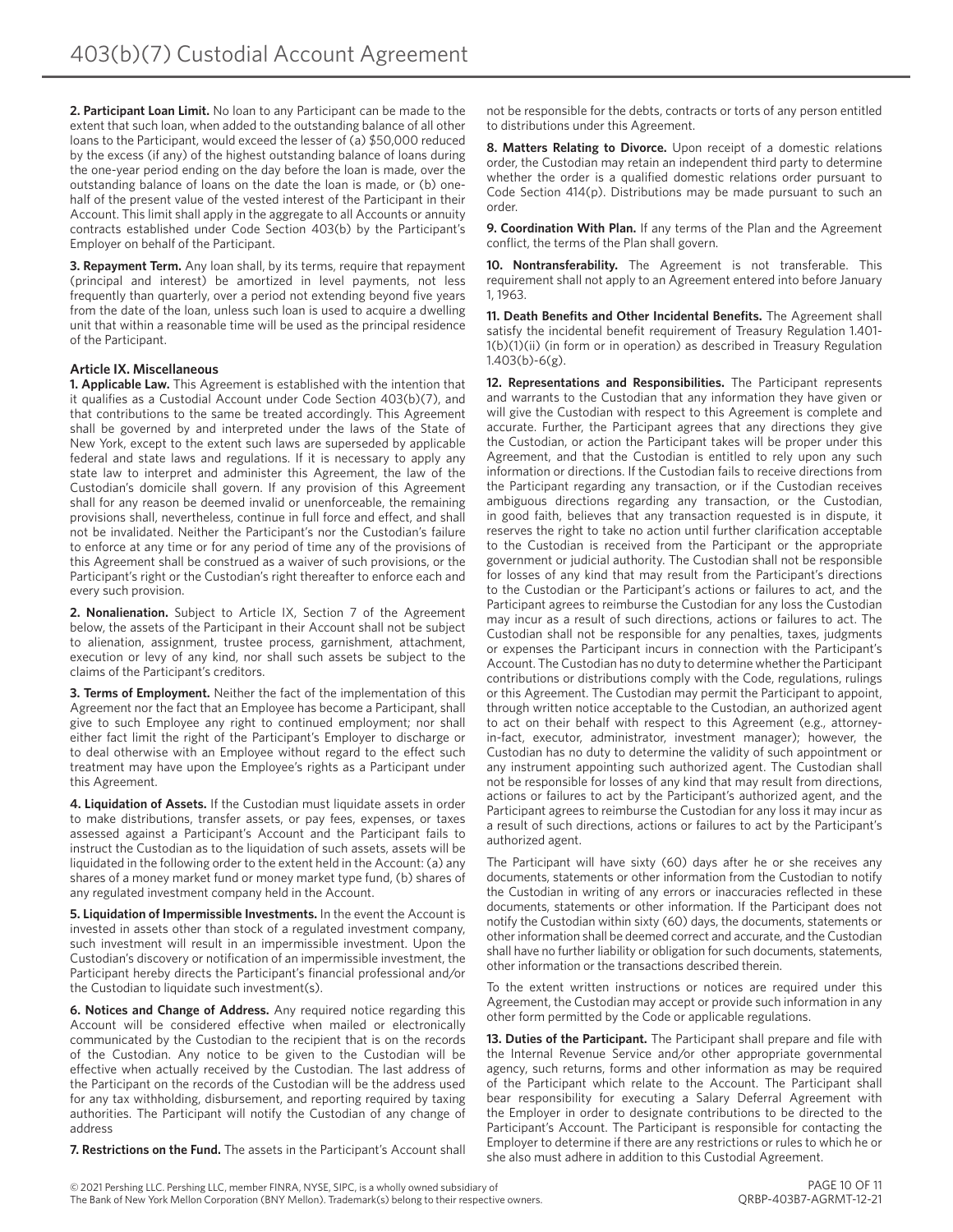# 403(b)(7) Custodial Account Agreement

**2. Participant Loan Limit.** No loan to any Participant can be made to the extent that such loan, when added to the outstanding balance of all other loans to the Participant, would exceed the lesser of (a) $50,000 reduced by the excess (if any) of the highest outstanding balance of loans during the one-year period ending on the day before the loan is made, over the outstanding balance of loans on the date the loan is made, or (b) one-half of the present value of the vested interest of the Participant in their Account. This limit shall apply in the aggregate to all Accounts or annuity contracts established under Code Section 403(b) by the Participant's Employer on behalf of the Participant.

**3. Repayment Term.** Any loan shall, by its terms, require that repayment (principal and interest) be amortized in level payments, not less frequently than quarterly, over a period not extending beyond five years from the date of the loan, unless such loan is used to acquire a dwelling unit that within a reasonable time will be used as the principal residence of the Participant.

**Article IX. Miscellaneous**

**1. Applicable Law.** This Agreement is established with the intention that it qualifies as a Custodial Account under Code Section 403(b)(7), and that contributions to the same be treated accordingly. This Agreement shall be governed by and interpreted under the laws of the State of New York, except to the extent such laws are superseded by applicable federal and state laws and regulations. If it is necessary to apply any state law to interpret and administer this Agreement, the law of the Custodian's domicile shall govern. If any provision of this Agreement shall for any reason be deemed invalid or unenforceable, the remaining provisions shall, nevertheless, continue in full force and effect, and shall not be invalidated. Neither the Participant's nor the Custodian's failure to enforce at any time or for any period of time any of the provisions of this Agreement shall be construed as a waiver of such provisions, or the Participant's right or the Custodian's right thereafter to enforce each and every such provision.

**2. Nonalienation.** Subject to Article IX, Section 7 of the Agreement below, the assets of the Participant in their Account shall not be subject to alienation, assignment, trustee process, garnishment, attachment, execution or levy of any kind, nor shall such assets be subject to the claims of the Participant's creditors.

**3. Terms of Employment.** Neither the fact of the implementation of this Agreement nor the fact that an Employee has become a Participant, shall give to such Employee any right to continued employment; nor shall either fact limit the right of the Participant's Employer to discharge or to deal otherwise with an Employee without regard to the effect such treatment may have upon the Employee's rights as a Participant under this Agreement.

**4. Liquidation of Assets.** If the Custodian must liquidate assets in order to make distributions, transfer assets, or pay fees, expenses, or taxes assessed against a Participant's Account and the Participant fails to instruct the Custodian as to the liquidation of such assets, assets will be liquidated in the following order to the extent held in the Account: (a) any shares of a money market fund or money market type fund, (b) shares of any regulated investment company held in the Account.

**5. Liquidation of Impermissible Investments.** In the event the Account is invested in assets other than stock of a regulated investment company, such investment will result in an impermissible investment. Upon the Custodian's discovery or notification of an impermissible investment, the Participant hereby directs the Participant's financial professional and/or the Custodian to liquidate such investment(s).

**6. Notices and Change of Address.** Any required notice regarding this Account will be considered effective when mailed or electronically communicated by the Custodian to the recipient that is on the records of the Custodian. Any notice to be given to the Custodian will be effective when actually received by the Custodian. The last address of the Participant on the records of the Custodian will be the address used for any tax withholding, disbursement, and reporting required by taxing authorities. The Participant will notify the Custodian of any change of address

**7. Restrictions on the Fund.** The assets in the Participant's Account shall not be responsible for the debts, contracts or torts of any person entitled to distributions under this Agreement.

**8. Matters Relating to Divorce.** Upon receipt of a domestic relations order, the Custodian may retain an independent third party to determine whether the order is a qualified domestic relations order pursuant to Code Section 414(p). Distributions may be made pursuant to such an order.

**9. Coordination With Plan.** If any terms of the Plan and the Agreement conflict, the terms of the Plan shall govern.

**10. Nontransferability.** The Agreement is not transferable. This requirement shall not apply to an Agreement entered into before January 1, 1963.

**11. Death Benefits and Other Incidental Benefits.** The Agreement shall satisfy the incidental benefit requirement of Treasury Regulation 1.401-1(b)(1)(ii) (in form or in operation) as described in Treasury Regulation 1.403(b)-6(g).

**12. Representations and Responsibilities.** The Participant represents and warrants to the Custodian that any information they have given or will give the Custodian with respect to this Agreement is complete and accurate. Further, the Participant agrees that any directions they give the Custodian, or action the Participant takes will be proper under this Agreement, and that the Custodian is entitled to rely upon any such information or directions. If the Custodian fails to receive directions from the Participant regarding any transaction, or if the Custodian receives ambiguous directions regarding any transaction, or the Custodian, in good faith, believes that any transaction requested is in dispute, it reserves the right to take no action until further clarification acceptable to the Custodian is received from the Participant or the appropriate government or judicial authority. The Custodian shall not be responsible for losses of any kind that may result from the Participant's directions to the Custodian or the Participant's actions or failures to act, and the Participant agrees to reimburse the Custodian for any loss the Custodian may incur as a result of such directions, actions or failures to act. The Custodian shall not be responsible for any penalties, taxes, judgments or expenses the Participant incurs in connection with the Participant's Account. The Custodian has no duty to determine whether the Participant contributions or distributions comply with the Code, regulations, rulings or this Agreement. The Custodian may permit the Participant to appoint, through written notice acceptable to the Custodian, an authorized agent to act on their behalf with respect to this Agreement (e.g., attorney-in-fact, executor, administrator, investment manager); however, the Custodian has no duty to determine the validity of such appointment or any instrument appointing such authorized agent. The Custodian shall not be responsible for losses of any kind that may result from directions, actions or failures to act by the Participant's authorized agent, and the Participant agrees to reimburse the Custodian for any loss it may incur as a result of such directions, actions or failures to act by the Participant's authorized agent.

The Participant will have sixty (60) days after he or she receives any documents, statements or other information from the Custodian to notify the Custodian in writing of any errors or inaccuracies reflected in these documents, statements or other information. If the Participant does not notify the Custodian within sixty (60) days, the documents, statements or other information shall be deemed correct and accurate, and the Custodian shall have no further liability or obligation for such documents, statements, other information or the transactions described therein.

To the extent written instructions or notices are required under this Agreement, the Custodian may accept or provide such information in any other form permitted by the Code or applicable regulations.

**13. Duties of the Participant.** The Participant shall prepare and file with the Internal Revenue Service and/or other appropriate governmental agency, such returns, forms and other information as may be required of the Participant which relate to the Account. The Participant shall bear responsibility for executing a Salary Deferral Agreement with the Employer in order to designate contributions to be directed to the Participant's Account. The Participant is responsible for contacting the Employer to determine if there are any restrictions or rules to which he or she also must adhere in addition to this Custodial Agreement.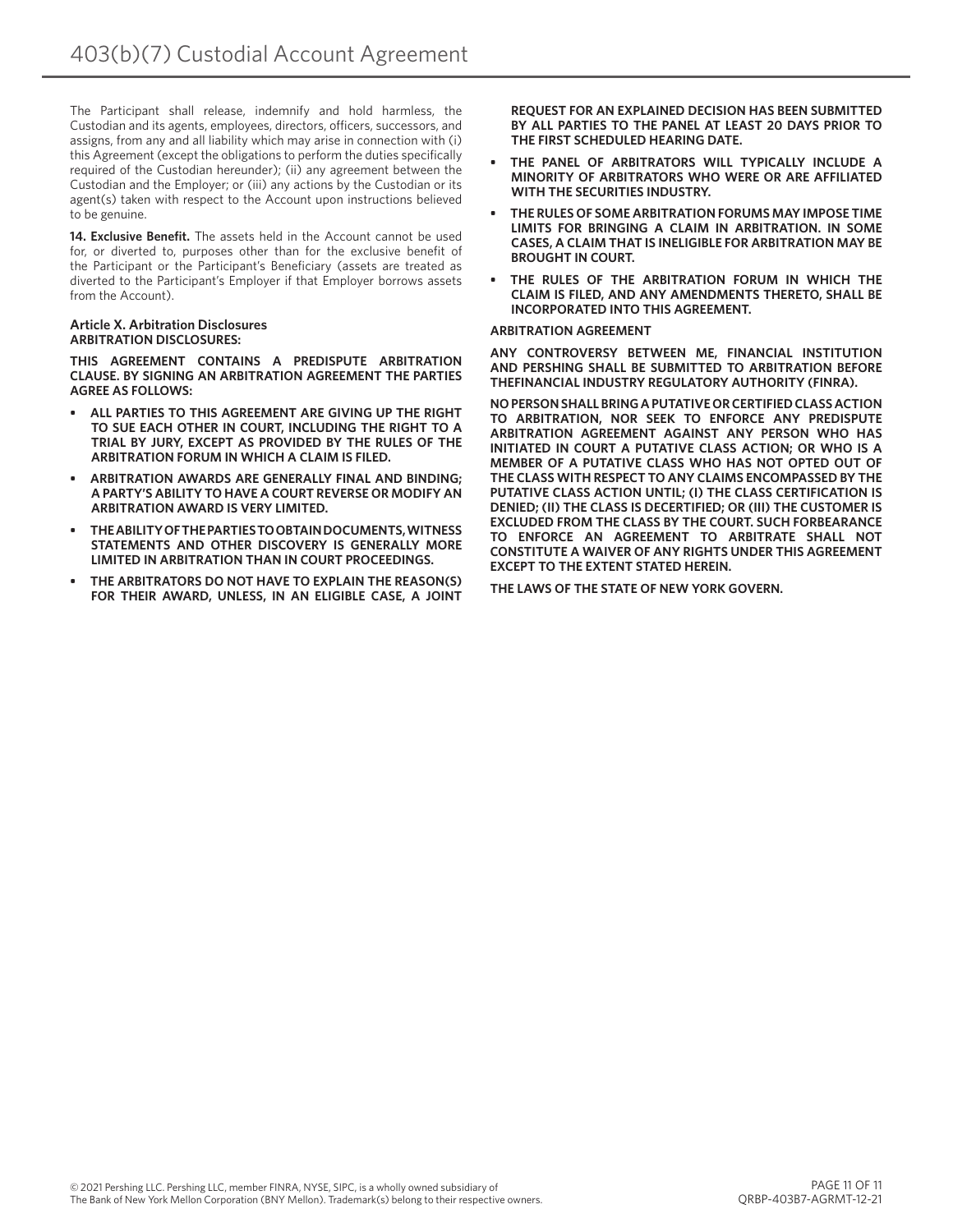The Participant shall release, indemnify and hold harmless, the Custodian and its agents, employees, directors, officers, successors, and assigns, from any and all liability which may arise in connection with (i) this Agreement (except the obligations to perform the duties specifically required of the Custodian hereunder); (ii) any agreement between the Custodian and the Employer; or (iii) any actions by the Custodian or its agent(s) taken with respect to the Account upon instructions believed to be genuine.

**14. Exclusive Benefit.** The assets held in the Account cannot be used for, or diverted to, purposes other than for the exclusive benefit of the Participant or the Participant's Beneficiary (assets are treated as diverted to the Participant's Employer if that Employer borrows assets from the Account).

**Article X. Arbitration Disclosures**
**ARBITRATION DISCLOSURES:**

**THIS AGREEMENT CONTAINS A PREDISPUTE ARBITRATION CLAUSE. BY SIGNING AN ARBITRATION AGREEMENT THE PARTIES AGREE AS FOLLOWS:**

- **ALL PARTIES TO THIS AGREEMENT ARE GIVING UP THE RIGHT TO SUE EACH OTHER IN COURT, INCLUDING THE RIGHT TO A TRIAL BY JURY, EXCEPT AS PROVIDED BY THE RULES OF THE ARBITRATION FORUM IN WHICH A CLAIM IS FILED.**
- **ARBITRATION AWARDS ARE GENERALLY FINAL AND BINDING; A PARTY'S ABILITY TO HAVE A COURT REVERSE OR MODIFY AN ARBITRATION AWARD IS VERY LIMITED.**
- **THE ABILITY OF THE PARTIES TO OBTAIN DOCUMENTS, WITNESS STATEMENTS AND OTHER DISCOVERY IS GENERALLY MORE LIMITED IN ARBITRATION THAN IN COURT PROCEEDINGS.**
- **THE ARBITRATORS DO NOT HAVE TO EXPLAIN THE REASON(S) FOR THEIR AWARD, UNLESS, IN AN ELIGIBLE CASE, A JOINT REQUEST FOR AN EXPLAINED DECISION HAS BEEN SUBMITTED BY ALL PARTIES TO THE PANEL AT LEAST 20 DAYS PRIOR TO THE FIRST SCHEDULED HEARING DATE.**
- **THE PANEL OF ARBITRATORS WILL TYPICALLY INCLUDE A MINORITY OF ARBITRATORS WHO WERE OR ARE AFFILIATED WITH THE SECURITIES INDUSTRY.**
- **THE RULES OF SOME ARBITRATION FORUMS MAY IMPOSE TIME LIMITS FOR BRINGING A CLAIM IN ARBITRATION. IN SOME CASES, A CLAIM THAT IS INELIGIBLE FOR ARBITRATION MAY BE BROUGHT IN COURT.**
- **THE RULES OF THE ARBITRATION FORUM IN WHICH THE CLAIM IS FILED, AND ANY AMENDMENTS THERETO, SHALL BE INCORPORATED INTO THIS AGREEMENT.**

**ARBITRATION AGREEMENT**

**ANY CONTROVERSY BETWEEN ME, FINANCIAL INSTITUTION AND PERSHING SHALL BE SUBMITTED TO ARBITRATION BEFORE THEFINANCIAL INDUSTRY REGULATORY AUTHORITY (FINRA).**

**NO PERSON SHALL BRING A PUTATIVE OR CERTIFIED CLASS ACTION TO ARBITRATION, NOR SEEK TO ENFORCE ANY PREDISPUTE ARBITRATION AGREEMENT AGAINST ANY PERSON WHO HAS INITIATED IN COURT A PUTATIVE CLASS ACTION; OR WHO IS A MEMBER OF A PUTATIVE CLASS WHO HAS NOT OPTED OUT OF THE CLASS WITH RESPECT TO ANY CLAIMS ENCOMPASSED BY THE PUTATIVE CLASS ACTION UNTIL; (I) THE CLASS CERTIFICATION IS DENIED; (II) THE CLASS IS DECERTIFIED; OR (III) THE CUSTOMER IS EXCLUDED FROM THE CLASS BY THE COURT. SUCH FORBEARANCE TO ENFORCE AN AGREEMENT TO ARBITRATE SHALL NOT CONSTITUTE A WAIVER OF ANY RIGHTS UNDER THIS AGREEMENT EXCEPT TO THE EXTENT STATED HEREIN.**

**THE LAWS OF THE STATE OF NEW YORK GOVERN.**

© 2021 Pershing LLC. Pershing LLC, member FINRA, NYSE, SIPC, is a wholly owned subsidiary of The Bank of New York Mellon Corporation (BNY Mellon). Trademark(s) belong to their respective owners.

QRBP-403B7-AGRMT-12-21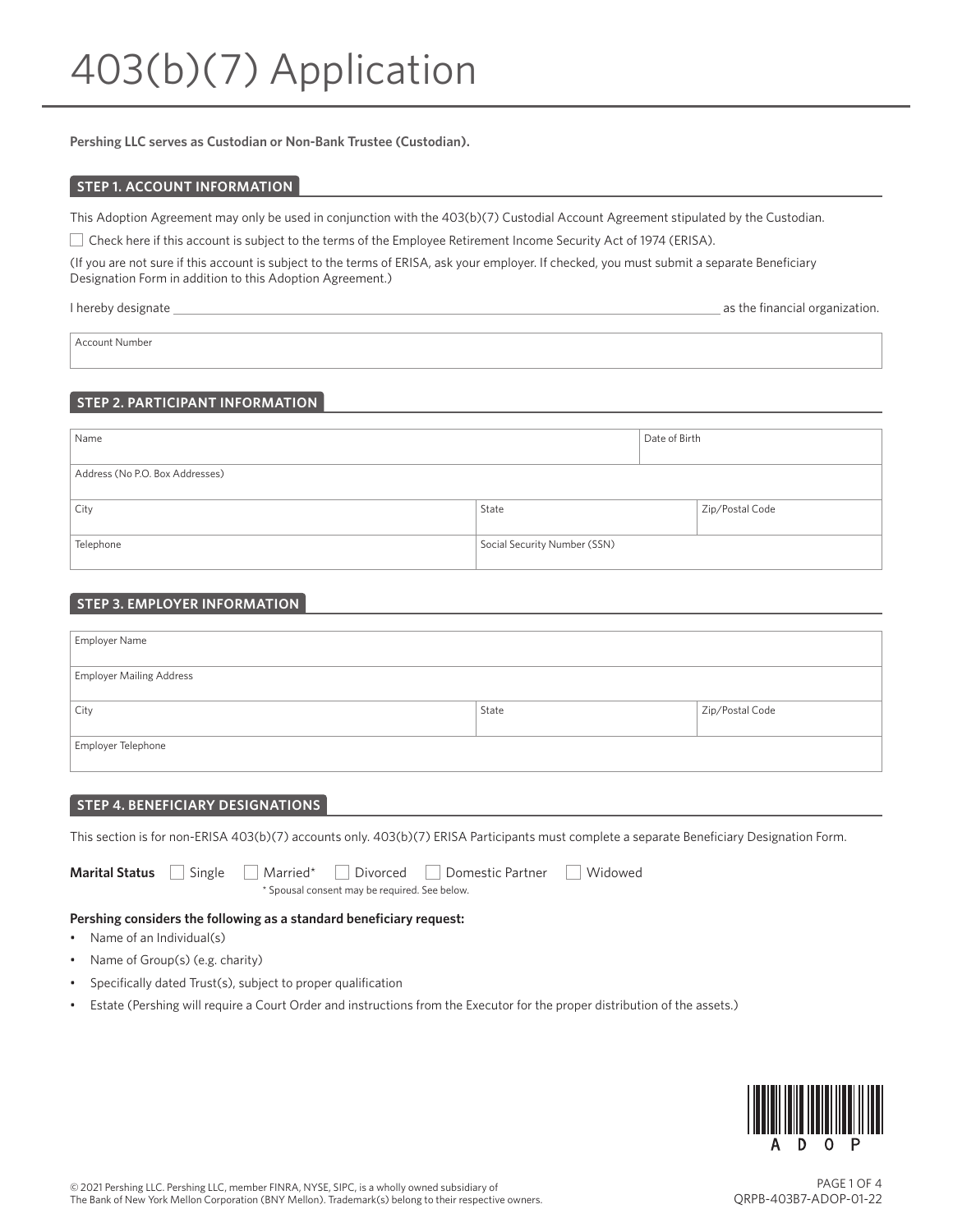# 403(b)(7) Application

**Pershing LLC serves as Custodian or Non-Bank Trustee (Custodian).**

## STEP 1. ACCOUNT INFORMATION

This Adoption Agreement may only be used in conjunction with the 403(b)(7) Custodial Account Agreement stipulated by the Custodian.

☐ Check here if this account is subject to the terms of the Employee Retirement Income Security Act of 1974 (ERISA).

(If you are not sure if this account is subject to the terms of ERISA, ask your employer. If checked, you must submit a separate Beneficiary Designation Form in addition to this Adoption Agreement.)

I hereby designate ______________________________________________ as the financial organization.

| Account Number |
|---|
| |

## STEP 2. PARTICIPANT INFORMATION

| Name | | Date of Birth |
|---|---|---|
| Address (No P.O. Box Addresses) | | |
| City | State | Zip/Postal Code |
| Telephone | Social Security Number (SSN) | |

## STEP 3. EMPLOYER INFORMATION

| Employer Name | | |
|---|---|---|
| Employer Mailing Address | | |
| City | State | Zip/Postal Code |
| Employer Telephone | | |

## STEP 4. BENEFICIARY DESIGNATIONS

This section is for non-ERISA 403(b)(7) accounts only. 403(b)(7) ERISA Participants must complete a separate Beneficiary Designation Form.

**Marital Status** ☐ Single ☐ Married* ☐ Divorced ☐ Domestic Partner ☐ Widowed

\* Spousal consent may be required. See below.

**Pershing considers the following as a standard beneficiary request:**

- Name of an Individual(s)
- Name of Group(s) (e.g. charity)
- Specifically dated Trust(s), subject to proper qualification
- Estate (Pershing will require a Court Order and instructions from the Executor for the proper distribution of the assets.)

© 2021 Pershing LLC. Pershing LLC, member FINRA, NYSE, SIPC, is a wholly owned subsidiary of The Bank of New York Mellon Corporation (BNY Mellon). Trademark(s) belong to their respective owners.

QRPB-403B7-ADOP-01-22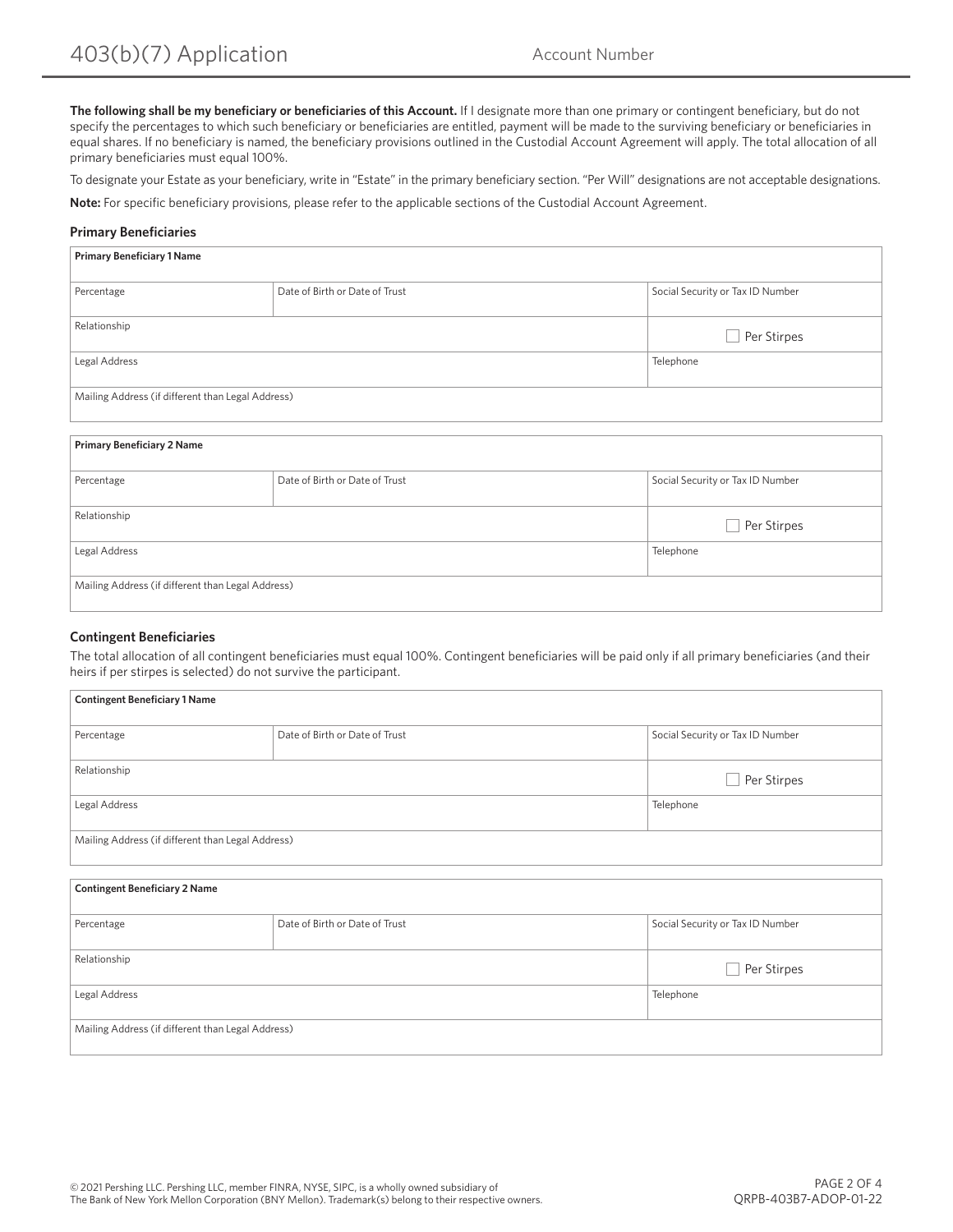# 403(b)(7) Application

Account Number

**The following shall be my beneficiary or beneficiaries of this Account.** If I designate more than one primary or contingent beneficiary, but do not specify the percentages to which such beneficiary or beneficiaries are entitled, payment will be made to the surviving beneficiary or beneficiaries in equal shares. If no beneficiary is named, the beneficiary provisions outlined in the Custodial Account Agreement will apply. The total allocation of all primary beneficiaries must equal 100%.

To designate your Estate as your beneficiary, write in "Estate" in the primary beneficiary section. "Per Will" designations are not acceptable designations.

**Note:** For specific beneficiary provisions, please refer to the applicable sections of the Custodial Account Agreement.

### Primary Beneficiaries

| **Primary Beneficiary 1 Name** | | |
|---|---|---|
| Percentage | Date of Birth or Date of Trust | Social Security or Tax ID Number |
| Relationship | | ☐ Per Stirpes |
| Legal Address | | Telephone |
| Mailing Address (if different than Legal Address) | | |

| **Primary Beneficiary 2 Name** | | |
|---|---|---|
| Percentage | Date of Birth or Date of Trust | Social Security or Tax ID Number |
| Relationship | | ☐ Per Stirpes |
| Legal Address | | Telephone |
| Mailing Address (if different than Legal Address) | | |

### Contingent Beneficiaries

The total allocation of all contingent beneficiaries must equal 100%. Contingent beneficiaries will be paid only if all primary beneficiaries (and their heirs if per stirpes is selected) do not survive the participant.

| **Contingent Beneficiary 1 Name** | | |
|---|---|---|
| Percentage | Date of Birth or Date of Trust | Social Security or Tax ID Number |
| Relationship | | ☐ Per Stirpes |
| Legal Address | | Telephone |
| Mailing Address (if different than Legal Address) | | |

| **Contingent Beneficiary 2 Name** | | |
|---|---|---|
| Percentage | Date of Birth or Date of Trust | Social Security or Tax ID Number |
| Relationship | | ☐ Per Stirpes |
| Legal Address | | Telephone |
| Mailing Address (if different than Legal Address) | | |

© 2021 Pershing LLC. Pershing LLC, member FINRA, NYSE, SIPC, is a wholly owned subsidiary of The Bank of New York Mellon Corporation (BNY Mellon). Trademark(s) belong to their respective owners.

QRPB-403B7-ADOP-01-22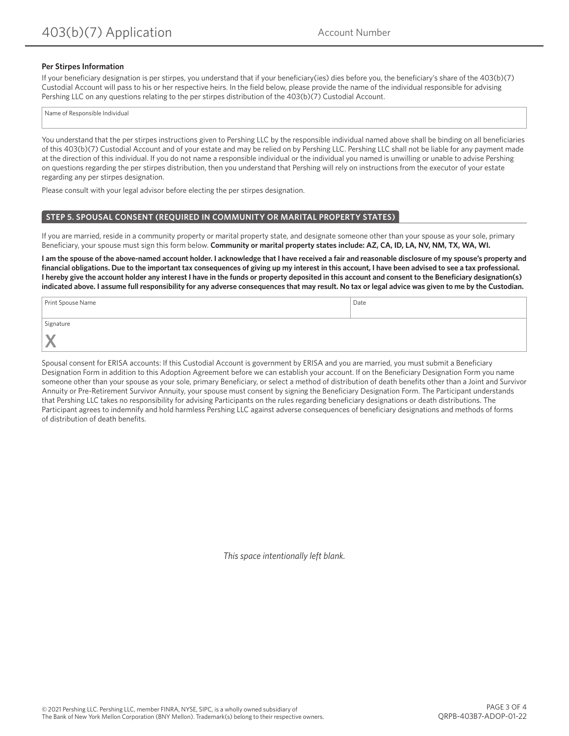**Per Stirpes Information**

If your beneficiary designation is per stirpes, you understand that if your beneficiary(ies) dies before you, the beneficiary's share of the 403(b)(7) Custodial Account will pass to his or her respective heirs. In the field below, please provide the name of the individual responsible for advising Pershing LLC on any questions relating to the per stirpes distribution of the 403(b)(7) Custodial Account.

| Name of Responsible Individual |
|---|
| |

You understand that the per stirpes instructions given to Pershing LLC by the responsible individual named above shall be binding on all beneficiaries of this 403(b)(7) Custodial Account and of your estate and may be relied on by Pershing LLC. Pershing LLC shall not be liable for any payment made at the direction of this individual. If you do not name a responsible individual or the individual you named is unwilling or unable to advise Pershing on questions regarding the per stirpes distribution, then you understand that Pershing will rely on instructions from the executor of your estate regarding any per stirpes designation.

Please consult with your legal advisor before electing the per stirpes designation.

## STEP 5. SPOUSAL CONSENT (REQUIRED IN COMMUNITY OR MARITAL PROPERTY STATES)

If you are married, reside in a community property or marital property state, and designate someone other than your spouse as your sole, primary Beneficiary, your spouse must sign this form below. **Community or marital property states include: AZ, CA, ID, LA, NV, NM, TX, WA, WI.**

**I am the spouse of the above-named account holder. I acknowledge that I have received a fair and reasonable disclosure of my spouse's property and financial obligations. Due to the important tax consequences of giving up my interest in this account, I have been advised to see a tax professional. I hereby give the account holder any interest I have in the funds or property deposited in this account and consent to the Beneficiary designation(s) indicated above. I assume full responsibility for any adverse consequences that may result. No tax or legal advice was given to me by the Custodian.**

| Print Spouse Name | Date |
|---|---|
| Signature<br>X | |

Spousal consent for ERISA accounts: If this Custodial Account is government by ERISA and you are married, you must submit a Beneficiary Designation Form in addition to this Adoption Agreement before we can establish your account. If on the Beneficiary Designation Form you name someone other than your spouse as your sole, primary Beneficiary, or select a method of distribution of death benefits other than a Joint and Survivor Annuity or Pre-Retirement Survivor Annuity, your spouse must consent by signing the Beneficiary Designation Form. The Participant understands that Pershing LLC takes no responsibility for advising Participants on the rules regarding beneficiary designations or death distributions. The Participant agrees to indemnify and hold harmless Pershing LLC against adverse consequences of beneficiary designations and methods of forms of distribution of death benefits.

*This space intentionally left blank.*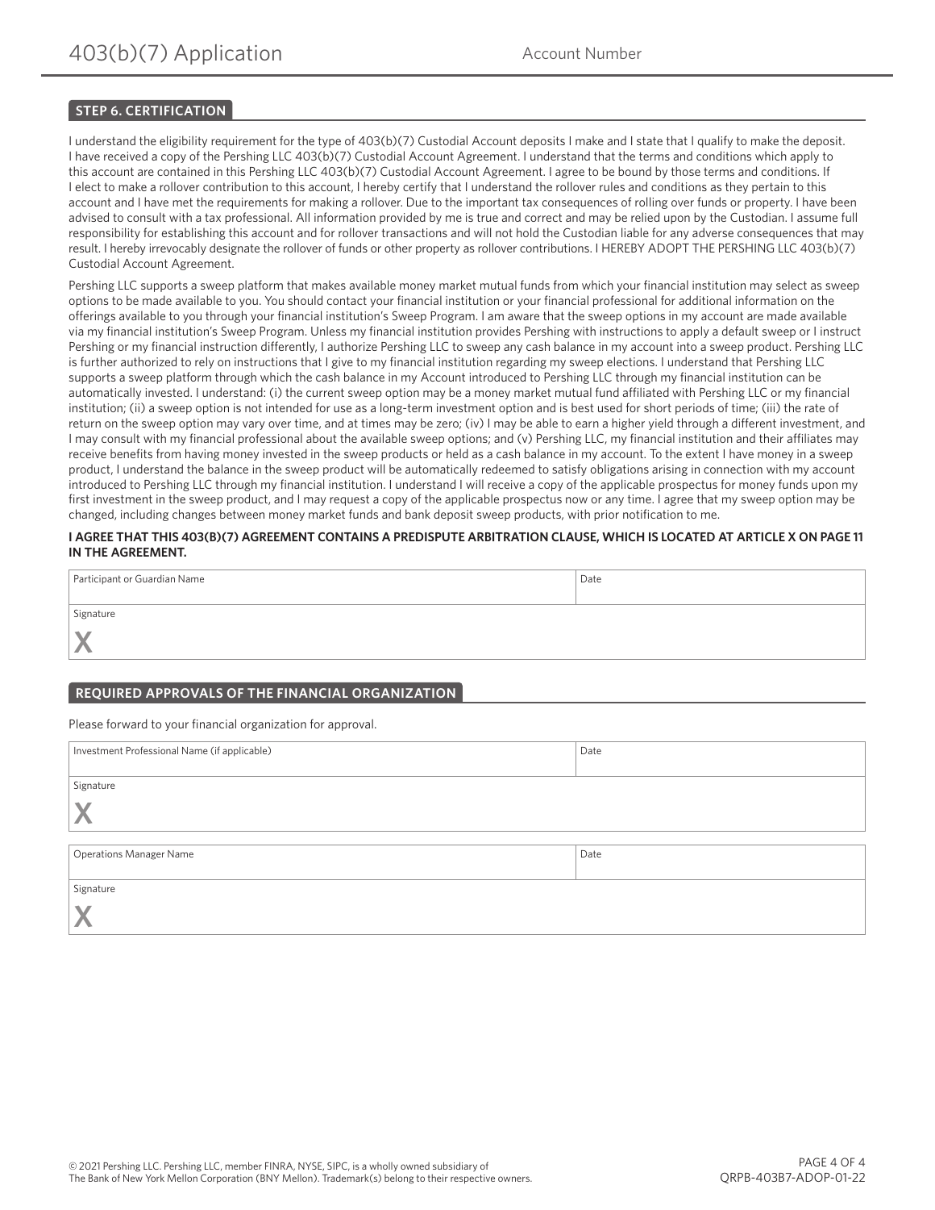## STEP 6. CERTIFICATION

I understand the eligibility requirement for the type of 403(b)(7) Custodial Account deposits I make and I state that I qualify to make the deposit. I have received a copy of the Pershing LLC 403(b)(7) Custodial Account Agreement. I understand that the terms and conditions which apply to this account are contained in this Pershing LLC 403(b)(7) Custodial Account Agreement. I agree to be bound by those terms and conditions. If I elect to make a rollover contribution to this account, I hereby certify that I understand the rollover rules and conditions as they pertain to this account and I have met the requirements for making a rollover. Due to the important tax consequences of rolling over funds or property. I have been advised to consult with a tax professional. All information provided by me is true and correct and may be relied upon by the Custodian. I assume full responsibility for establishing this account and for rollover transactions and will not hold the Custodian liable for any adverse consequences that may result. I hereby irrevocably designate the rollover of funds or other property as rollover contributions. I HEREBY ADOPT THE PERSHING LLC 403(b)(7) Custodial Account Agreement.

Pershing LLC supports a sweep platform that makes available money market mutual funds from which your financial institution may select as sweep options to be made available to you. You should contact your financial institution or your financial professional for additional information on the offerings available to you through your financial institution's Sweep Program. I am aware that the sweep options in my account are made available via my financial institution's Sweep Program. Unless my financial institution provides Pershing with instructions to apply a default sweep or I instruct Pershing or my financial instruction differently, I authorize Pershing LLC to sweep any cash balance in my account into a sweep product. Pershing LLC is further authorized to rely on instructions that I give to my financial institution regarding my sweep elections. I understand that Pershing LLC supports a sweep platform through which the cash balance in my Account introduced to Pershing LLC through my financial institution can be automatically invested. I understand: (i) the current sweep option may be a money market mutual fund affiliated with Pershing LLC or my financial institution; (ii) a sweep option is not intended for use as a long-term investment option and is best used for short periods of time; (iii) the rate of return on the sweep option may vary over time, and at times may be zero; (iv) I may be able to earn a higher yield through a different investment, and I may consult with my financial professional about the available sweep options; and (v) Pershing LLC, my financial institution and their affiliates may receive benefits from having money invested in the sweep products or held as a cash balance in my account. To the extent I have money in a sweep product, I understand the balance in the sweep product will be automatically redeemed to satisfy obligations arising in connection with my account introduced to Pershing LLC through my financial institution. I understand I will receive a copy of the applicable prospectus for money funds upon my first investment in the sweep product, and I may request a copy of the applicable prospectus now or any time. I agree that my sweep option may be changed, including changes between money market funds and bank deposit sweep products, with prior notification to me.

**I AGREE THAT THIS 403(B)(7) AGREEMENT CONTAINS A PREDISPUTE ARBITRATION CLAUSE, WHICH IS LOCATED AT ARTICLE X ON PAGE 11 IN THE AGREEMENT.**

| Participant or Guardian Name | Date |
| --- | --- |
| Signature X | |

## REQUIRED APPROVALS OF THE FINANCIAL ORGANIZATION

Please forward to your financial organization for approval.

| Investment Professional Name (if applicable) | Date |
| --- | --- |
| Signature X | |

| Operations Manager Name | Date |
| --- | --- |
| Signature X | |

© 2021 Pershing LLC. Pershing LLC, member FINRA, NYSE, SIPC, is a wholly owned subsidiary of The Bank of New York Mellon Corporation (BNY Mellon). Trademark(s) belong to their respective owners.

QRPB-403B7-ADOP-01-22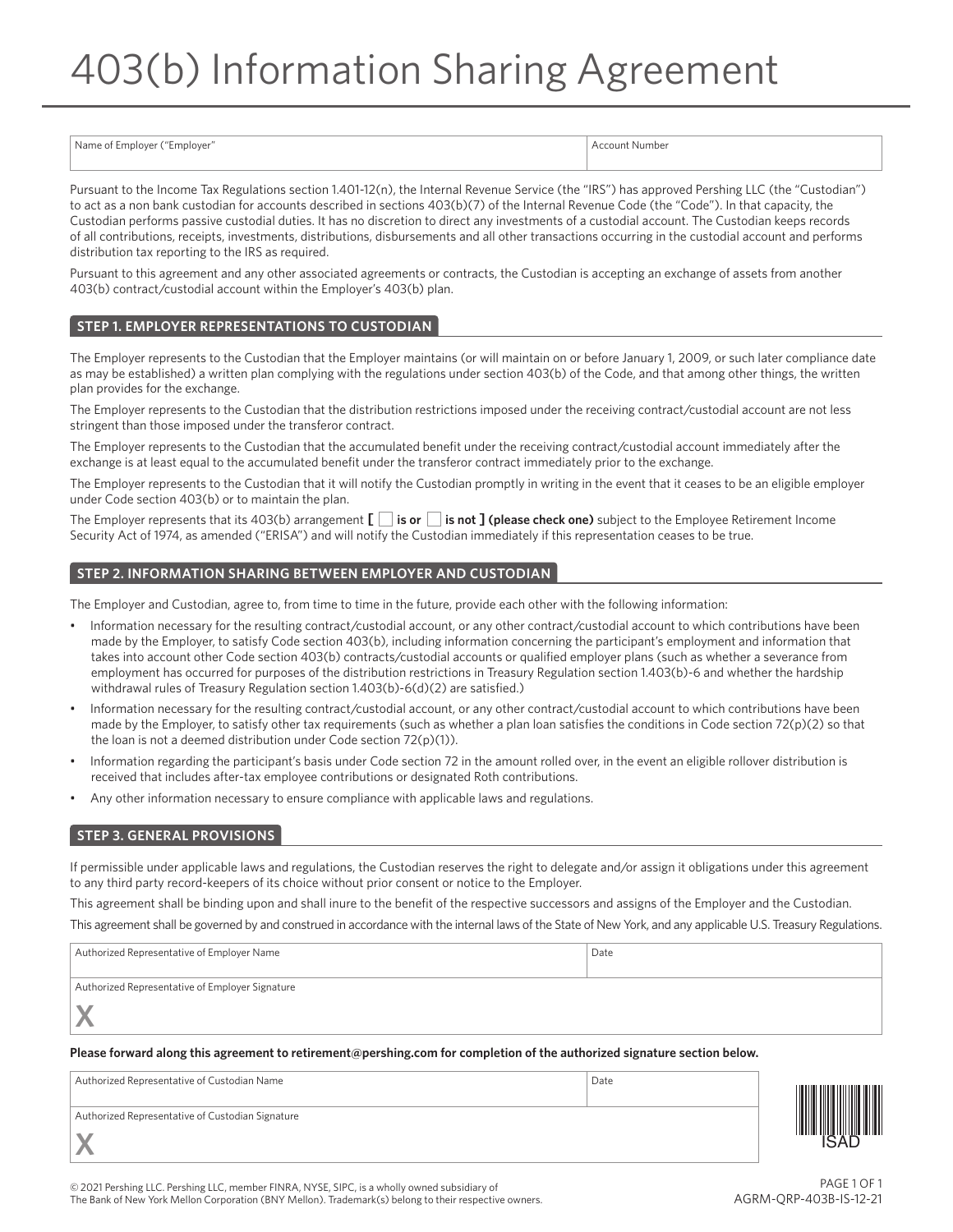# 403(b) Information Sharing Agreement

| Name of Employer ("Employer" | Account Number |
|---|---|
| | |

Pursuant to the Income Tax Regulations section 1.401-12(n), the Internal Revenue Service (the "IRS") has approved Pershing LLC (the "Custodian") to act as a non bank custodian for accounts described in sections 403(b)(7) of the Internal Revenue Code (the "Code"). In that capacity, the Custodian performs passive custodial duties. It has no discretion to direct any investments of a custodial account. The Custodian keeps records of all contributions, receipts, investments, distributions, disbursements and all other transactions occurring in the custodial account and performs distribution tax reporting to the IRS as required.

Pursuant to this agreement and any other associated agreements or contracts, the Custodian is accepting an exchange of assets from another 403(b) contract/custodial account within the Employer's 403(b) plan.

## STEP 1. EMPLOYER REPRESENTATIONS TO CUSTODIAN

The Employer represents to the Custodian that the Employer maintains (or will maintain on or before January 1, 2009, or such later compliance date as may be established) a written plan complying with the regulations under section 403(b) of the Code, and that among other things, the written plan provides for the exchange.

The Employer represents to the Custodian that the distribution restrictions imposed under the receiving contract/custodial account are not less stringent than those imposed under the transferor contract.

The Employer represents to the Custodian that the accumulated benefit under the receiving contract/custodial account immediately after the exchange is at least equal to the accumulated benefit under the transferor contract immediately prior to the exchange.

The Employer represents to the Custodian that it will notify the Custodian promptly in writing in the event that it ceases to be an eligible employer under Code section 403(b) or to maintain the plan.

The Employer represents that its 403(b) arrangement **[ ☐ is or ☐ is not ] (please check one)** subject to the Employee Retirement Income Security Act of 1974, as amended ("ERISA") and will notify the Custodian immediately if this representation ceases to be true.

## STEP 2. INFORMATION SHARING BETWEEN EMPLOYER AND CUSTODIAN

The Employer and Custodian, agree to, from time to time in the future, provide each other with the following information:

- Information necessary for the resulting contract/custodial account, or any other contract/custodial account to which contributions have been made by the Employer, to satisfy Code section 403(b), including information concerning the participant's employment and information that takes into account other Code section 403(b) contracts/custodial accounts or qualified employer plans (such as whether a severance from employment has occurred for purposes of the distribution restrictions in Treasury Regulation section 1.403(b)-6 and whether the hardship withdrawal rules of Treasury Regulation section 1.403(b)-6(d)(2) are satisfied.)
- Information necessary for the resulting contract/custodial account, or any other contract/custodial account to which contributions have been made by the Employer, to satisfy other tax requirements (such as whether a plan loan satisfies the conditions in Code section 72(p)(2) so that the loan is not a deemed distribution under Code section 72(p)(1)).
- Information regarding the participant's basis under Code section 72 in the amount rolled over, in the event an eligible rollover distribution is received that includes after-tax employee contributions or designated Roth contributions.
- Any other information necessary to ensure compliance with applicable laws and regulations.

## STEP 3. GENERAL PROVISIONS

If permissible under applicable laws and regulations, the Custodian reserves the right to delegate and/or assign it obligations under this agreement to any third party record-keepers of its choice without prior consent or notice to the Employer.

This agreement shall be binding upon and shall inure to the benefit of the respective successors and assigns of the Employer and the Custodian.

This agreement shall be governed by and construed in accordance with the internal laws of the State of New York, and any applicable U.S. Treasury Regulations.

| Authorized Representative of Employer Name | Date |
|---|---|
| Authorized Representative of Employer Signature<br>X | |

**Please forward along this agreement to retirement@pershing.com for completion of the authorized signature section below.**

| Authorized Representative of Custodian Name | Date |
|---|---|
| Authorized Representative of Custodian Signature<br>X | |

ISAD

© 2021 Pershing LLC. Pershing LLC, member FINRA, NYSE, SIPC, is a wholly owned subsidiary of The Bank of New York Mellon Corporation (BNY Mellon). Trademark(s) belong to their respective owners.

AGRM-QRP-403B-IS-12-21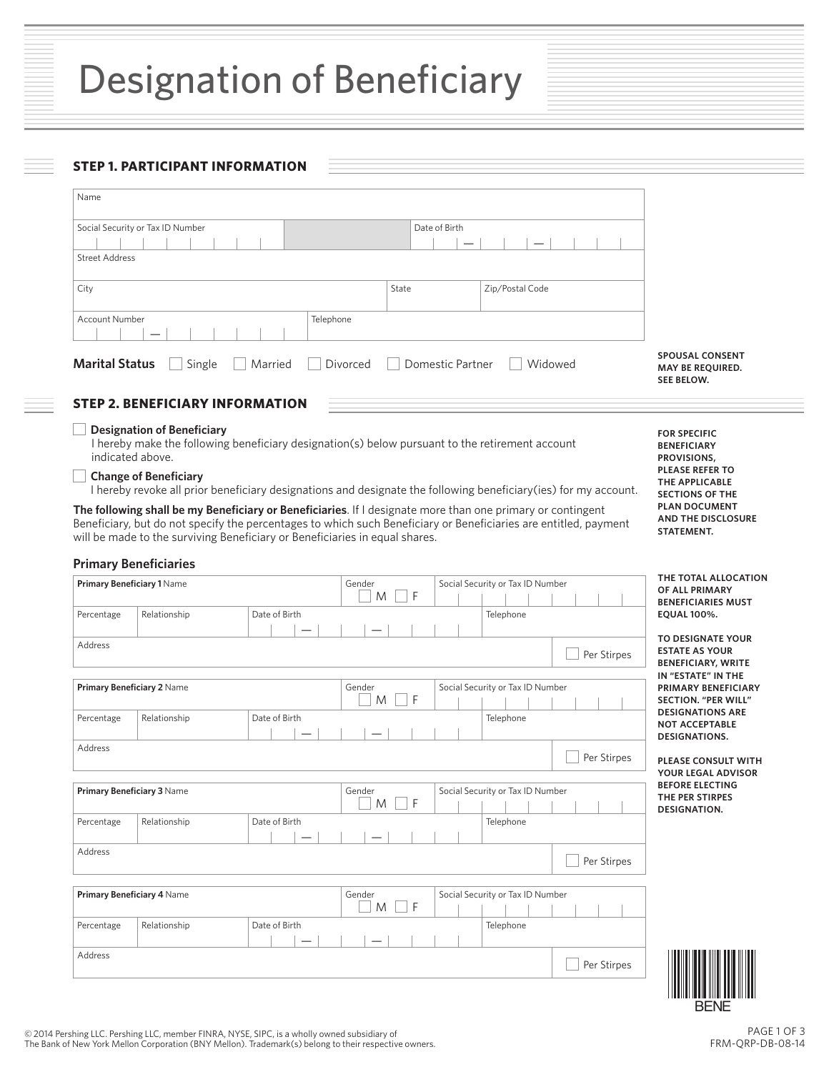# Designation of Beneficiary

## STEP 1. PARTICIPANT INFORMATION

| Name | | | |
|---|---|---|---|
| Social Security or Tax ID Number | | Date of Birth | |
| Street Address | | | |
| City | State | Zip/Postal Code | |
| Account Number | Telephone | | |

**Marital Status** ☐ Single ☐ Married ☐ Divorced ☐ Domestic Partner ☐ Widowed

**SPOUSAL CONSENT MAY BE REQUIRED. SEE BELOW.**

## STEP 2. BENEFICIARY INFORMATION

☐ **Designation of Beneficiary**
I hereby make the following beneficiary designation(s) below pursuant to the retirement account indicated above.

☐ **Change of Beneficiary**
I hereby revoke all prior beneficiary designations and designate the following beneficiary(ies) for my account.

**The following shall be my Beneficiary or Beneficiaries**. If I designate more than one primary or contingent Beneficiary, but do not specify the percentages to which such Beneficiary or Beneficiaries are entitled, payment will be made to the surviving Beneficiary or Beneficiaries in equal shares.

**FOR SPECIFIC BENEFICIARY PROVISIONS, PLEASE REFER TO THE APPLICABLE SECTIONS OF THE PLAN DOCUMENT AND THE DISCLOSURE STATEMENT.**

### Primary Beneficiaries

| **Primary Beneficiary 1** Name | | | Gender ☐ M ☐ F | Social Security or Tax ID Number |
|---|---|---|---|---|
| Percentage | Relationship | Date of Birth | | Telephone |
| Address | | | | ☐ Per Stirpes |

| **Primary Beneficiary 2** Name | | | Gender ☐ M ☐ F | Social Security or Tax ID Number |
|---|---|---|---|---|
| Percentage | Relationship | Date of Birth | | Telephone |
| Address | | | | ☐ Per Stirpes |

| **Primary Beneficiary 3** Name | | | Gender ☐ M ☐ F | Social Security or Tax ID Number |
|---|---|---|---|---|
| Percentage | Relationship | Date of Birth | | Telephone |
| Address | | | | ☐ Per Stirpes |

| **Primary Beneficiary 4** Name | | | Gender ☐ M ☐ F | Social Security or Tax ID Number |
|---|---|---|---|---|
| Percentage | Relationship | Date of Birth | | Telephone |
| Address | | | | ☐ Per Stirpes |

**THE TOTAL ALLOCATION OF ALL PRIMARY BENEFICIARIES MUST EQUAL 100%.**

**TO DESIGNATE YOUR ESTATE AS YOUR BENEFICIARY, WRITE IN "ESTATE" IN THE PRIMARY BENEFICIARY SECTION. "PER WILL" DESIGNATIONS ARE NOT ACCEPTABLE DESIGNATIONS.**

**PLEASE CONSULT WITH YOUR LEGAL ADVISOR BEFORE ELECTING THE PER STIRPES DESIGNATION.**

BENE

© 2014 Pershing LLC. Pershing LLC, member FINRA, NYSE, SIPC, is a wholly owned subsidiary of The Bank of New York Mellon Corporation (BNY Mellon). Trademark(s) belong to their respective owners.

FRM-QRP-DB-08-14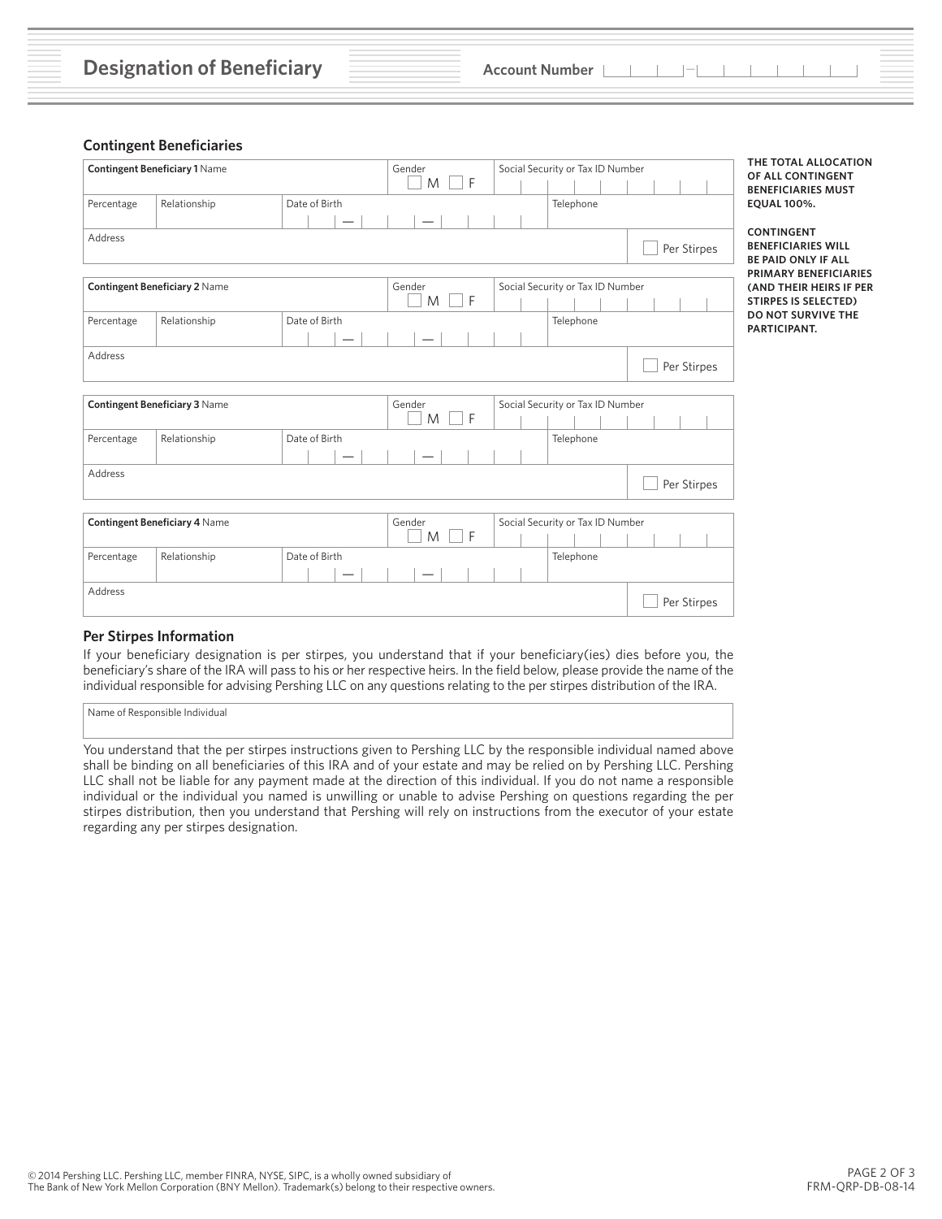# Designation of Beneficiary

Account Number

## Contingent Beneficiaries

| **Contingent Beneficiary 1** Name | | | Gender ☐ M ☐ F | Social Security or Tax ID Number |
|---|---|---|---|---|
| Percentage | Relationship | Date of Birth | | Telephone |
| Address | | | | ☐ Per Stirpes |

| **Contingent Beneficiary 2** Name | | | Gender ☐ M ☐ F | Social Security or Tax ID Number |
|---|---|---|---|---|
| Percentage | Relationship | Date of Birth | | Telephone |
| Address | | | | ☐ Per Stirpes |

| **Contingent Beneficiary 3** Name | | | Gender ☐ M ☐ F | Social Security or Tax ID Number |
|---|---|---|---|---|
| Percentage | Relationship | Date of Birth | | Telephone |
| Address | | | | ☐ Per Stirpes |

| **Contingent Beneficiary 4** Name | | | Gender ☐ M ☐ F | Social Security or Tax ID Number |
|---|---|---|---|---|
| Percentage | Relationship | Date of Birth | | Telephone |
| Address | | | | ☐ Per Stirpes |

**THE TOTAL ALLOCATION OF ALL CONTINGENT BENEFICIARIES MUST EQUAL 100%.**

**CONTINGENT BENEFICIARIES WILL BE PAID ONLY IF ALL PRIMARY BENEFICIARIES (AND THEIR HEIRS IF PER STIRPES IS SELECTED) DO NOT SURVIVE THE PARTICIPANT.**

### Per Stirpes Information

If your beneficiary designation is per stirpes, you understand that if your beneficiary(ies) dies before you, the beneficiary's share of the IRA will pass to his or her respective heirs. In the field below, please provide the name of the individual responsible for advising Pershing LLC on any questions relating to the per stirpes distribution of the IRA.

| Name of Responsible Individual |
|---|
| |

You understand that the per stirpes instructions given to Pershing LLC by the responsible individual named above shall be binding on all beneficiaries of this IRA and of your estate and may be relied on by Pershing LLC. Pershing LLC shall not be liable for any payment made at the direction of this individual. If you do not name a responsible individual or the individual you named is unwilling or unable to advise Pershing on questions regarding the per stirpes distribution, then you understand that Pershing will rely on instructions from the executor of your estate regarding any per stirpes designation.

© 2014 Pershing LLC. Pershing LLC, member FINRA, NYSE, SIPC, is a wholly owned subsidiary of The Bank of New York Mellon Corporation (BNY Mellon). Trademark(s) belong to their respective owners.

FRM-QRP-DB-08-14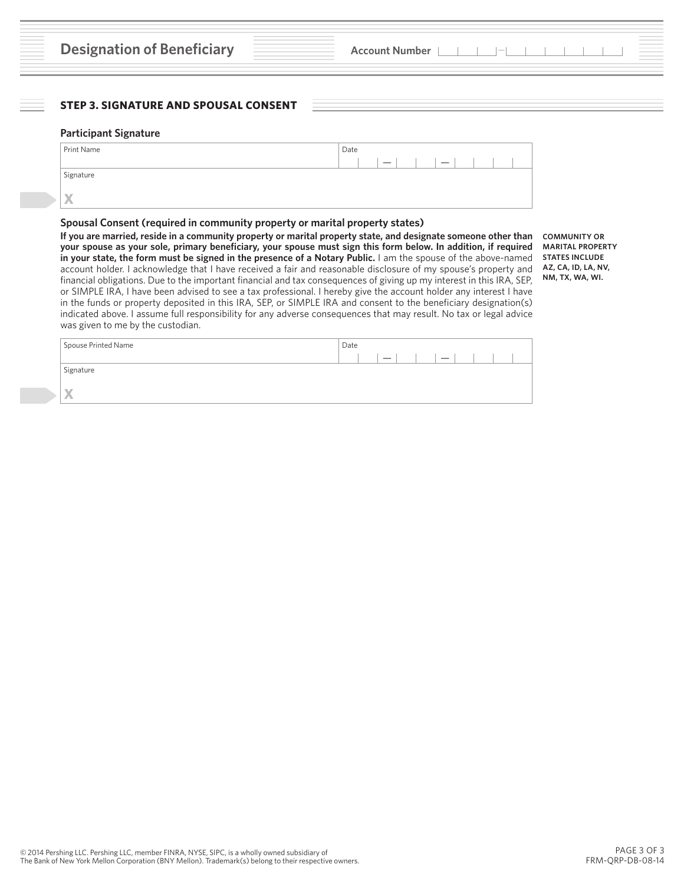# Designation of Beneficiary

Account Number

## STEP 3. SIGNATURE AND SPOUSAL CONSENT

### Participant Signature

| Print Name | Date |
| --- | --- |
| Signature | |
| X | |

### Spousal Consent (required in community property or marital property states)

**If you are married, reside in a community property or marital property state, and designate someone other than your spouse as your sole, primary beneficiary, your spouse must sign this form below. In addition, if required in your state, the form must be signed in the presence of a Notary Public.** I am the spouse of the above-named account holder. I acknowledge that I have received a fair and reasonable disclosure of my spouse's property and financial obligations. Due to the important financial and tax consequences of giving up my interest in this IRA, SEP, or SIMPLE IRA, I have been advised to see a tax professional. I hereby give the account holder any interest I have in the funds or property deposited in this IRA, SEP, or SIMPLE IRA and consent to the beneficiary designation(s) indicated above. I assume full responsibility for any adverse consequences that may result. No tax or legal advice was given to me by the custodian.

**COMMUNITY OR MARITAL PROPERTY STATES INCLUDE AZ, CA, ID, LA, NV, NM, TX, WA, WI.**

| Spouse Printed Name | Date |
| --- | --- |
| Signature | |
| X | |

© 2014 Pershing LLC. Pershing LLC, member FINRA, NYSE, SIPC, is a wholly owned subsidiary of The Bank of New York Mellon Corporation (BNY Mellon). Trademark(s) belong to their respective owners.

FRM-QRP-DB-08-14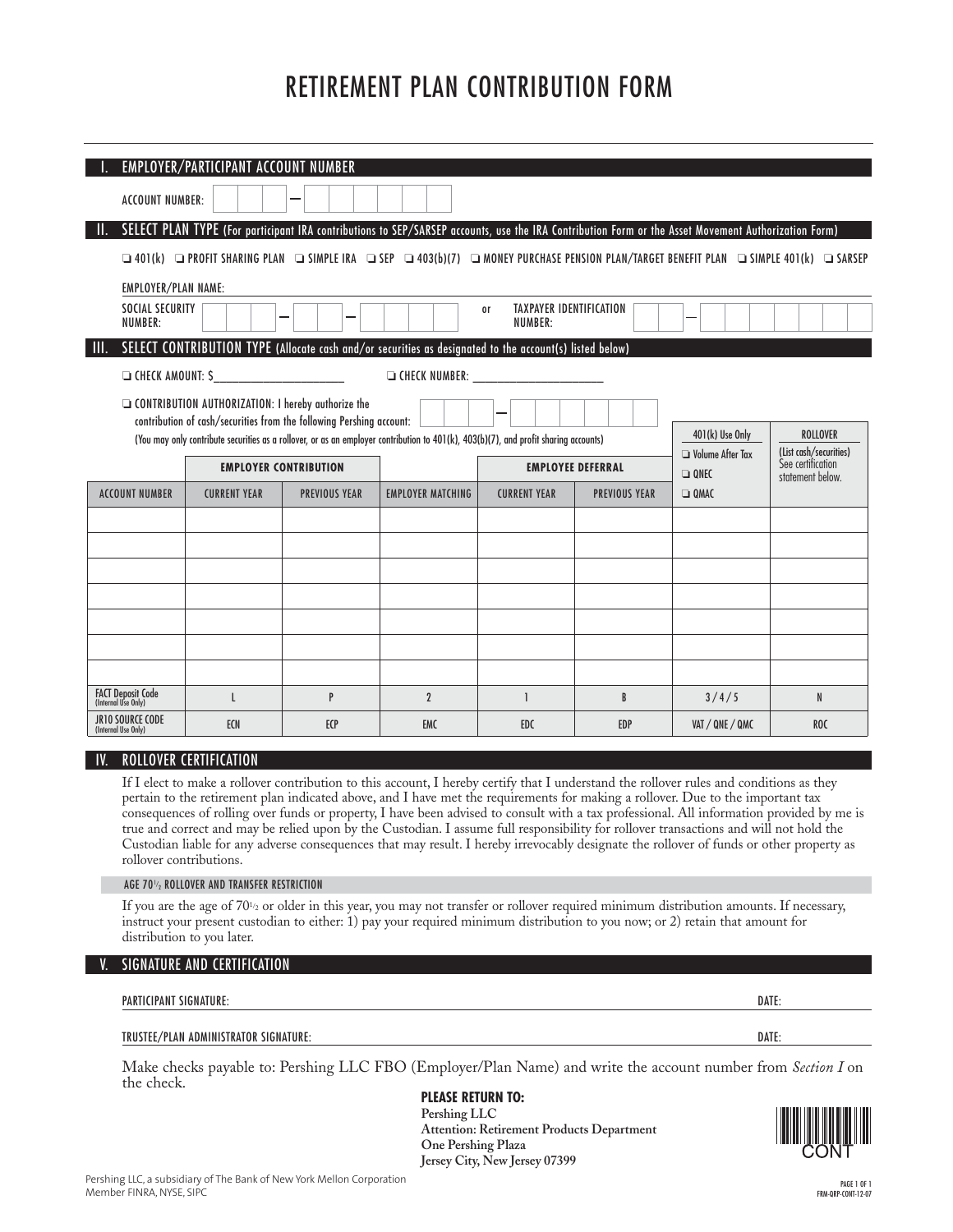# RETIREMENT PLAN CONTRIBUTION FORM

## I. EMPLOYER/PARTICIPANT ACCOUNT NUMBER

ACCOUNT NUMBER: ☐☐☐☐ – ☐☐☐☐☐

## II. SELECT PLAN TYPE (For participant IRA contributions to SEP/SARSEP accounts, use the IRA Contribution Form or the Asset Movement Authorization Form)

❑ 401(k) ❑ PROFIT SHARING PLAN ❑ SIMPLE IRA ❑ SEP ❑ 403(b)(7) ❑ MONEY PURCHASE PENSION PLAN/TARGET BENEFIT PLAN ❑ SIMPLE 401(k) ❑ SARSEP

EMPLOYER/PLAN NAME:

SOCIAL SECURITY NUMBER: ☐☐☐ – ☐☐ – ☐☐☐☐ or TAXPAYER IDENTIFICATION NUMBER: ☐☐ – ☐☐☐☐☐☐☐

## III. SELECT CONTRIBUTION TYPE (Allocate cash and/or securities as designated to the account(s) listed below)

❑ CHECK AMOUNT: $____________________ ❑ CHECK NUMBER: ____________________

❑ CONTRIBUTION AUTHORIZATION: I hereby authorize the contribution of cash/securities from the following Pershing account: ☐☐☐☐ – ☐☐☐☐☐

(You may only contribute securities as a rollover, or as an employer contribution to 401(k), 403(b)(7), and profit sharing accounts)

| | EMPLOYER CONTRIBUTION | | | EMPLOYEE DEFERRAL | | 401(k) Use Only<br>❑ Volume After Tax<br>❑ QNEC<br>❑ QMAC | ROLLOVER<br>(List cash/securities)<br>See certification statement below. |
|---|---|---|---|---|---|---|---|
| ACCOUNT NUMBER | CURRENT YEAR | PREVIOUS YEAR | EMPLOYER MATCHING | CURRENT YEAR | PREVIOUS YEAR | | |
| | | | | | | | |
| | | | | | | | |
| | | | | | | | |
| | | | | | | | |
| | | | | | | | |
| | | | | | | | |
| | | | | | | | |
| FACT Deposit Code (Internal Use Only) | L | P | 2 | 1 | B | 3 / 4 / 5 | N |
| JR10 SOURCE CODE (Internal Use Only) | ECN | ECP | EMC | EDC | EDP | VAT / QNE / QMC | ROC |

## IV. ROLLOVER CERTIFICATION

If I elect to make a rollover contribution to this account, I hereby certify that I understand the rollover rules and conditions as they pertain to the retirement plan indicated above, and I have met the requirements for making a rollover. Due to the important tax consequences of rolling over funds or property, I have been advised to consult with a tax professional. All information provided by me is true and correct and may be relied upon by the Custodian. I assume full responsibility for rollover transactions and will not hold the Custodian liable for any adverse consequences that may result. I hereby irrevocably designate the rollover of funds or other property as rollover contributions.

### AGE 70½ ROLLOVER AND TRANSFER RESTRICTION

If you are the age of 70½ or older in this year, you may not transfer or rollover required minimum distribution amounts. If necessary, instruct your present custodian to either: 1) pay your required minimum distribution to you now; or 2) retain that amount for distribution to you later.

## V. SIGNATURE AND CERTIFICATION

PARTICIPANT SIGNATURE: ______________________________ DATE: __________

TRUSTEE/PLAN ADMINISTRATOR SIGNATURE: ______________________________ DATE: __________

Make checks payable to: Pershing LLC FBO (Employer/Plan Name) and write the account number from *Section I* on the check.

**PLEASE RETURN TO:**
**Pershing LLC**
**Attention: Retirement Products Department**
**One Pershing Plaza**
**Jersey City, New Jersey 07399**

CONT

Pershing LLC, a subsidiary of The Bank of New York Mellon Corporation
Member FINRA, NYSE, SIPC

FRM-QRP-CONT-12-07